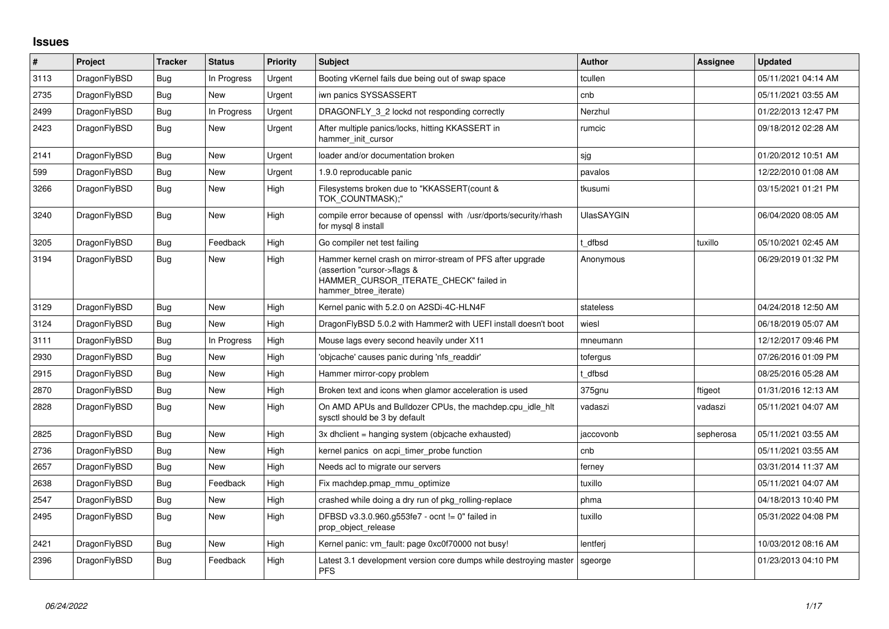# Issues

| # | Project | Tracker | Status | Priority | Subject | Author | Assignee | Updated |
|---|---|---|---|---|---|---|---|---|
| 3113 | DragonFlyBSD | Bug | In Progress | Urgent | Booting vKernel fails due being out of swap space | tcullen | | 05/11/2021 04:14 AM |
| 2735 | DragonFlyBSD | Bug | New | Urgent | iwn panics SYSSASSERT | cnb | | 05/11/2021 03:55 AM |
| 2499 | DragonFlyBSD | Bug | In Progress | Urgent | DRAGONFLY_3_2 lockd not responding correctly | Nerzhul | | 01/22/2013 12:47 PM |
| 2423 | DragonFlyBSD | Bug | New | Urgent | After multiple panics/locks, hitting KKASSERT in hammer_init_cursor | rumcic | | 09/18/2012 02:28 AM |
| 2141 | DragonFlyBSD | Bug | New | Urgent | loader and/or documentation broken | sjg | | 01/20/2012 10:51 AM |
| 599 | DragonFlyBSD | Bug | New | Urgent | 1.9.0 reproducable panic | pavalos | | 12/22/2010 01:08 AM |
| 3266 | DragonFlyBSD | Bug | New | High | Filesystems broken due to "KKASSERT(count & TOK_COUNTMASK);" | tkusumi | | 03/15/2021 01:21 PM |
| 3240 | DragonFlyBSD | Bug | New | High | compile error because of openssl with /usr/dports/security/rhash for mysql 8 install | UlasSAYGIN | | 06/04/2020 08:05 AM |
| 3205 | DragonFlyBSD | Bug | Feedback | High | Go compiler net test failing | t_dfbsd | tuxillo | 05/10/2021 02:45 AM |
| 3194 | DragonFlyBSD | Bug | New | High | Hammer kernel crash on mirror-stream of PFS after upgrade (assertion "cursor->flags & HAMMER_CURSOR_ITERATE_CHECK" failed in hammer_btree_iterate) | Anonymous | | 06/29/2019 01:32 PM |
| 3129 | DragonFlyBSD | Bug | New | High | Kernel panic with 5.2.0 on A2SDi-4C-HLN4F | stateless | | 04/24/2018 12:50 AM |
| 3124 | DragonFlyBSD | Bug | New | High | DragonFlyBSD 5.0.2 with Hammer2 with UEFI install doesn't boot | wiesl | | 06/18/2019 05:07 AM |
| 3111 | DragonFlyBSD | Bug | In Progress | High | Mouse lags every second heavily under X11 | mneumann | | 12/12/2017 09:46 PM |
| 2930 | DragonFlyBSD | Bug | New | High | 'objcache' causes panic during 'nfs_readdir' | tofergus | | 07/26/2016 01:09 PM |
| 2915 | DragonFlyBSD | Bug | New | High | Hammer mirror-copy problem | t_dfbsd | | 08/25/2016 05:28 AM |
| 2870 | DragonFlyBSD | Bug | New | High | Broken text and icons when glamor acceleration is used | 375gnu | ftigeot | 01/31/2016 12:13 AM |
| 2828 | DragonFlyBSD | Bug | New | High | On AMD APUs and Bulldozer CPUs, the machdep.cpu_idle_hlt sysctl should be 3 by default | vadaszi | vadaszi | 05/11/2021 04:07 AM |
| 2825 | DragonFlyBSD | Bug | New | High | 3x dhclient = hanging system (objcache exhausted) | jaccovonb | sepherosa | 05/11/2021 03:55 AM |
| 2736 | DragonFlyBSD | Bug | New | High | kernel panics on acpi_timer_probe function | cnb | | 05/11/2021 03:55 AM |
| 2657 | DragonFlyBSD | Bug | New | High | Needs acl to migrate our servers | ferney | | 03/31/2014 11:37 AM |
| 2638 | DragonFlyBSD | Bug | Feedback | High | Fix machdep.pmap_mmu_optimize | tuxillo | | 05/11/2021 04:07 AM |
| 2547 | DragonFlyBSD | Bug | New | High | crashed while doing a dry run of pkg_rolling-replace | phma | | 04/18/2013 10:40 PM |
| 2495 | DragonFlyBSD | Bug | New | High | DFBSD v3.3.0.960.g553fe7 - ocnt != 0" failed in prop_object_release | tuxillo | | 05/31/2022 04:08 PM |
| 2421 | DragonFlyBSD | Bug | New | High | Kernel panic: vm_fault: page 0xc0f70000 not busy! | lentferj | | 10/03/2012 08:16 AM |
| 2396 | DragonFlyBSD | Bug | Feedback | High | Latest 3.1 development version core dumps while destroying master PFS | sgeorge | | 01/23/2013 04:10 PM |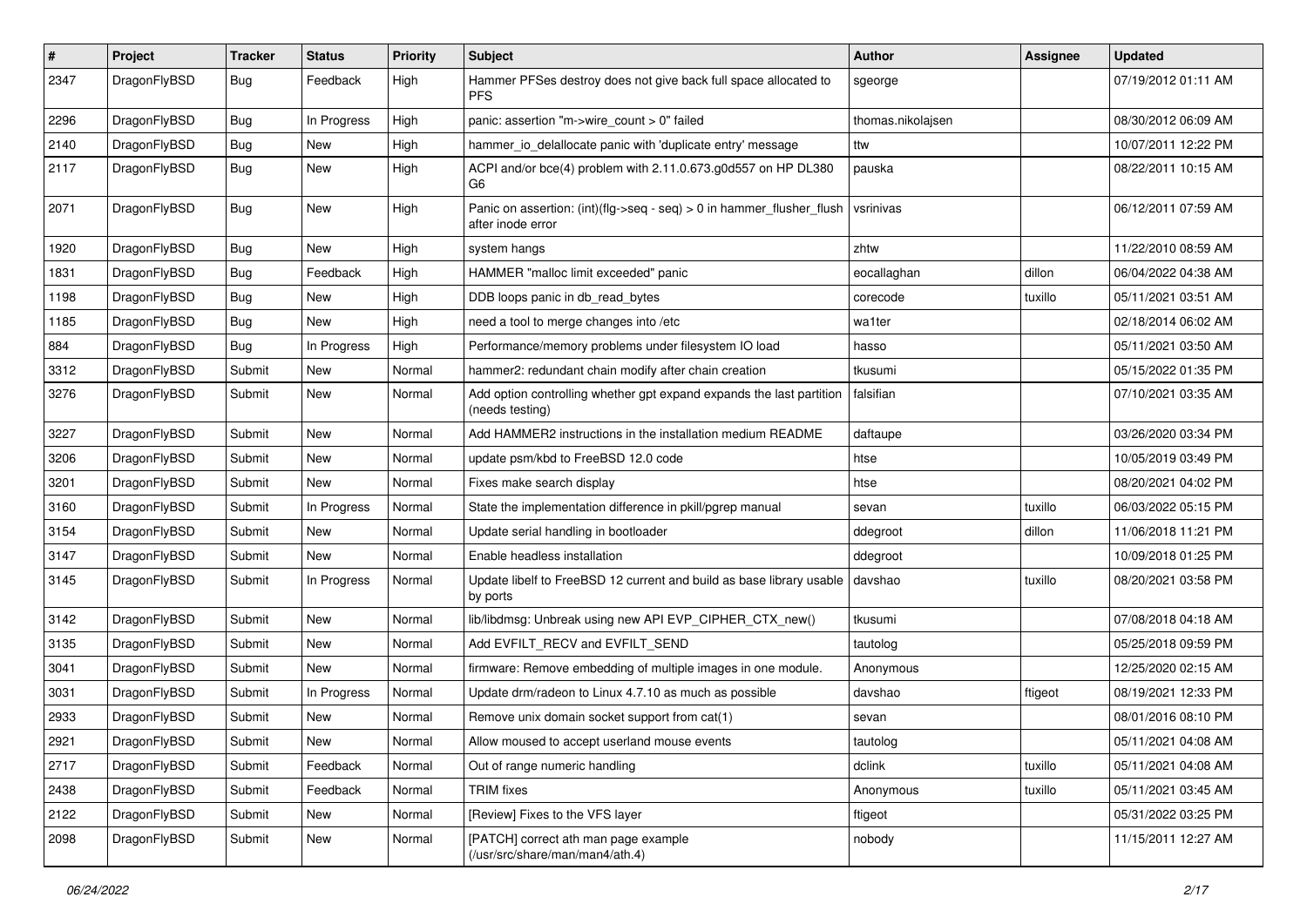| # | Project | Tracker | Status | Priority | Subject | Author | Assignee | Updated |
|---|---|---|---|---|---|---|---|---|
| 2347 | DragonFlyBSD | Bug | Feedback | High | Hammer PFSes destroy does not give back full space allocated to PFS | sgeorge | | 07/19/2012 01:11 AM |
| 2296 | DragonFlyBSD | Bug | In Progress | High | panic: assertion "m->wire_count > 0" failed | thomas.nikolajsen | | 08/30/2012 06:09 AM |
| 2140 | DragonFlyBSD | Bug | New | High | hammer_io_delallocate panic with 'duplicate entry' message | ttw | | 10/07/2011 12:22 PM |
| 2117 | DragonFlyBSD | Bug | New | High | ACPI and/or bce(4) problem with 2.11.0.673.g0d557 on HP DL380 G6 | pauska | | 08/22/2011 10:15 AM |
| 2071 | DragonFlyBSD | Bug | New | High | Panic on assertion: (int)(flg->seq - seq) > 0 in hammer_flusher_flush after inode error | vsrinivas | | 06/12/2011 07:59 AM |
| 1920 | DragonFlyBSD | Bug | New | High | system hangs | zhtw | | 11/22/2010 08:59 AM |
| 1831 | DragonFlyBSD | Bug | Feedback | High | HAMMER "malloc limit exceeded" panic | eocallaghan | dillon | 06/04/2022 04:38 AM |
| 1198 | DragonFlyBSD | Bug | New | High | DDB loops panic in db_read_bytes | corecode | tuxillo | 05/11/2021 03:51 AM |
| 1185 | DragonFlyBSD | Bug | New | High | need a tool to merge changes into /etc | wa1ter | | 02/18/2014 06:02 AM |
| 884 | DragonFlyBSD | Bug | In Progress | High | Performance/memory problems under filesystem IO load | hasso | | 05/11/2021 03:50 AM |
| 3312 | DragonFlyBSD | Submit | New | Normal | hammer2: redundant chain modify after chain creation | tkusumi | | 05/15/2022 01:35 PM |
| 3276 | DragonFlyBSD | Submit | New | Normal | Add option controlling whether gpt expand expands the last partition (needs testing) | falsifian | | 07/10/2021 03:35 AM |
| 3227 | DragonFlyBSD | Submit | New | Normal | Add HAMMER2 instructions in the installation medium README | daftaupe | | 03/26/2020 03:34 PM |
| 3206 | DragonFlyBSD | Submit | New | Normal | update psm/kbd to FreeBSD 12.0 code | htse | | 10/05/2019 03:49 PM |
| 3201 | DragonFlyBSD | Submit | New | Normal | Fixes make search display | htse | | 08/20/2021 04:02 PM |
| 3160 | DragonFlyBSD | Submit | In Progress | Normal | State the implementation difference in pkill/pgrep manual | sevan | tuxillo | 06/03/2022 05:15 PM |
| 3154 | DragonFlyBSD | Submit | New | Normal | Update serial handling in bootloader | ddegroot | dillon | 11/06/2018 11:21 PM |
| 3147 | DragonFlyBSD | Submit | New | Normal | Enable headless installation | ddegroot | | 10/09/2018 01:25 PM |
| 3145 | DragonFlyBSD | Submit | In Progress | Normal | Update libelf to FreeBSD 12 current and build as base library usable by ports | davshao | tuxillo | 08/20/2021 03:58 PM |
| 3142 | DragonFlyBSD | Submit | New | Normal | lib/libdmsg: Unbreak using new API EVP_CIPHER_CTX_new() | tkusumi | | 07/08/2018 04:18 AM |
| 3135 | DragonFlyBSD | Submit | New | Normal | Add EVFILT_RECV and EVFILT_SEND | tautolog | | 05/25/2018 09:59 PM |
| 3041 | DragonFlyBSD | Submit | New | Normal | firmware: Remove embedding of multiple images in one module. | Anonymous | | 12/25/2020 02:15 AM |
| 3031 | DragonFlyBSD | Submit | In Progress | Normal | Update drm/radeon to Linux 4.7.10 as much as possible | davshao | ftigeot | 08/19/2021 12:33 PM |
| 2933 | DragonFlyBSD | Submit | New | Normal | Remove unix domain socket support from cat(1) | sevan | | 08/01/2016 08:10 PM |
| 2921 | DragonFlyBSD | Submit | New | Normal | Allow moused to accept userland mouse events | tautolog | | 05/11/2021 04:08 AM |
| 2717 | DragonFlyBSD | Submit | Feedback | Normal | Out of range numeric handling | dclink | tuxillo | 05/11/2021 04:08 AM |
| 2438 | DragonFlyBSD | Submit | Feedback | Normal | TRIM fixes | Anonymous | tuxillo | 05/11/2021 03:45 AM |
| 2122 | DragonFlyBSD | Submit | New | Normal | [Review] Fixes to the VFS layer | ftigeot | | 05/31/2022 03:25 PM |
| 2098 | DragonFlyBSD | Submit | New | Normal | [PATCH] correct ath man page example (/usr/src/share/man/man4/ath.4) | nobody | | 11/15/2011 12:27 AM |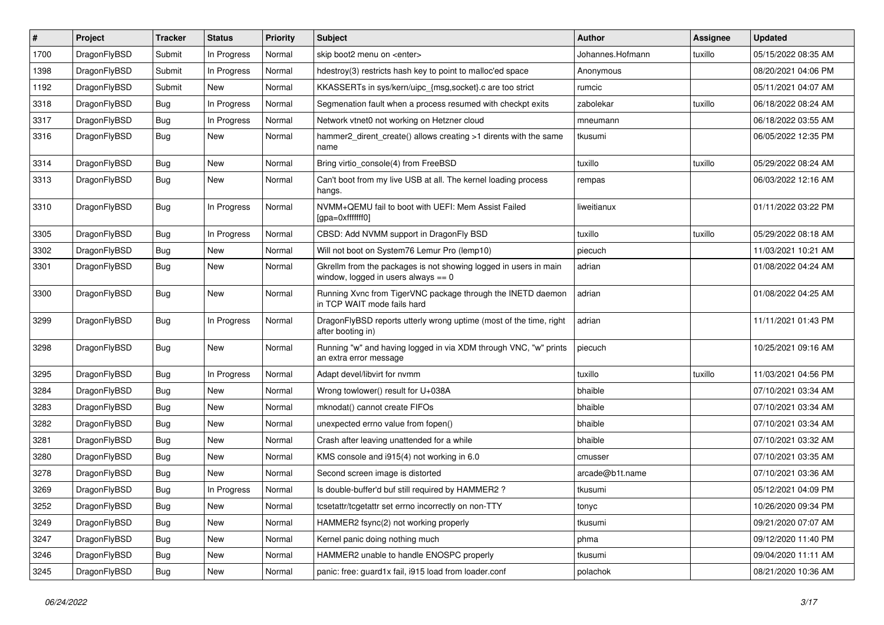| # | Project | Tracker | Status | Priority | Subject | Author | Assignee | Updated |
|---|---|---|---|---|---|---|---|---|
| 1700 | DragonFlyBSD | Submit | In Progress | Normal | skip boot2 menu on <enter> | Johannes.Hofmann | tuxillo | 05/15/2022 08:35 AM |
| 1398 | DragonFlyBSD | Submit | In Progress | Normal | hdestroy(3) restricts hash key to point to malloc'ed space | Anonymous | | 08/20/2021 04:06 PM |
| 1192 | DragonFlyBSD | Submit | New | Normal | KKASSERTs in sys/kern/uipc_{msg,socket}.c are too strict | rumcic | | 05/11/2021 04:07 AM |
| 3318 | DragonFlyBSD | Bug | In Progress | Normal | Segmenation fault when a process resumed with checkpt exits | zabolekar | tuxillo | 06/18/2022 08:24 AM |
| 3317 | DragonFlyBSD | Bug | In Progress | Normal | Network vtnet0 not working on Hetzner cloud | mneumann | | 06/18/2022 03:55 AM |
| 3316 | DragonFlyBSD | Bug | New | Normal | hammer2_dirent_create() allows creating >1 dirents with the same name | tkusumi | | 06/05/2022 12:35 PM |
| 3314 | DragonFlyBSD | Bug | New | Normal | Bring virtio_console(4) from FreeBSD | tuxillo | tuxillo | 05/29/2022 08:24 AM |
| 3313 | DragonFlyBSD | Bug | New | Normal | Can't boot from my live USB at all. The kernel loading process hangs. | rempas | | 06/03/2022 12:16 AM |
| 3310 | DragonFlyBSD | Bug | In Progress | Normal | NVMM+QEMU fail to boot with UEFI: Mem Assist Failed [gpa=0xfffffff0] | liweitianux | | 01/11/2022 03:22 PM |
| 3305 | DragonFlyBSD | Bug | In Progress | Normal | CBSD: Add NVMM support in DragonFly BSD | tuxillo | tuxillo | 05/29/2022 08:18 AM |
| 3302 | DragonFlyBSD | Bug | New | Normal | Will not boot on System76 Lemur Pro (lemp10) | piecuch | | 11/03/2021 10:21 AM |
| 3301 | DragonFlyBSD | Bug | New | Normal | Gkrellm from the packages is not showing logged in users in main window, logged in users always == 0 | adrian | | 01/08/2022 04:24 AM |
| 3300 | DragonFlyBSD | Bug | New | Normal | Running Xvnc from TigerVNC package through the INETD daemon in TCP WAIT mode fails hard | adrian | | 01/08/2022 04:25 AM |
| 3299 | DragonFlyBSD | Bug | In Progress | Normal | DragonFlyBSD reports utterly wrong uptime (most of the time, right after booting in) | adrian | | 11/11/2021 01:43 PM |
| 3298 | DragonFlyBSD | Bug | New | Normal | Running "w" and having logged in via XDM through VNC, "w" prints an extra error message | piecuch | | 10/25/2021 09:16 AM |
| 3295 | DragonFlyBSD | Bug | In Progress | Normal | Adapt devel/libvirt for nvmm | tuxillo | tuxillo | 11/03/2021 04:56 PM |
| 3284 | DragonFlyBSD | Bug | New | Normal | Wrong towlower() result for U+038A | bhaible | | 07/10/2021 03:34 AM |
| 3283 | DragonFlyBSD | Bug | New | Normal | mknodat() cannot create FIFOs | bhaible | | 07/10/2021 03:34 AM |
| 3282 | DragonFlyBSD | Bug | New | Normal | unexpected errno value from fopen() | bhaible | | 07/10/2021 03:34 AM |
| 3281 | DragonFlyBSD | Bug | New | Normal | Crash after leaving unattended for a while | bhaible | | 07/10/2021 03:32 AM |
| 3280 | DragonFlyBSD | Bug | New | Normal | KMS console and i915(4) not working in 6.0 | cmusser | | 07/10/2021 03:35 AM |
| 3278 | DragonFlyBSD | Bug | New | Normal | Second screen image is distorted | arcade@b1t.name | | 07/10/2021 03:36 AM |
| 3269 | DragonFlyBSD | Bug | In Progress | Normal | Is double-buffer'd buf still required by HAMMER2 ? | tkusumi | | 05/12/2021 04:09 PM |
| 3252 | DragonFlyBSD | Bug | New | Normal | tcsetattr/tcgetattr set errno incorrectly on non-TTY | tonyc | | 10/26/2020 09:34 PM |
| 3249 | DragonFlyBSD | Bug | New | Normal | HAMMER2 fsync(2) not working properly | tkusumi | | 09/21/2020 07:07 AM |
| 3247 | DragonFlyBSD | Bug | New | Normal | Kernel panic doing nothing much | phma | | 09/12/2020 11:40 PM |
| 3246 | DragonFlyBSD | Bug | New | Normal | HAMMER2 unable to handle ENOSPC properly | tkusumi | | 09/04/2020 11:11 AM |
| 3245 | DragonFlyBSD | Bug | New | Normal | panic: free: guard1x fail, i915 load from loader.conf | polachok | | 08/21/2020 10:36 AM |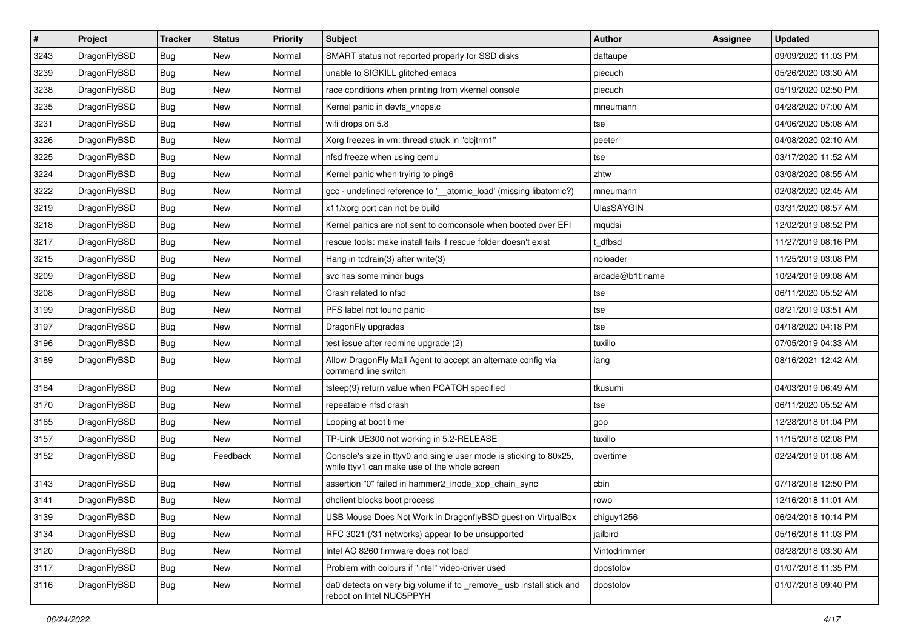| # | Project | Tracker | Status | Priority | Subject | Author | Assignee | Updated |
| --- | --- | --- | --- | --- | --- | --- | --- | --- |
| 3243 | DragonFlyBSD | Bug | New | Normal | SMART status not reported properly for SSD disks | daftaupe | | 09/09/2020 11:03 PM |
| 3239 | DragonFlyBSD | Bug | New | Normal | unable to SIGKILL glitched emacs | piecuch | | 05/26/2020 03:30 AM |
| 3238 | DragonFlyBSD | Bug | New | Normal | race conditions when printing from vkernel console | piecuch | | 05/19/2020 02:50 PM |
| 3235 | DragonFlyBSD | Bug | New | Normal | Kernel panic in devfs_vnops.c | mneumann | | 04/28/2020 07:00 AM |
| 3231 | DragonFlyBSD | Bug | New | Normal | wifi drops on 5.8 | tse | | 04/06/2020 05:08 AM |
| 3226 | DragonFlyBSD | Bug | New | Normal | Xorg freezes in vm: thread stuck in "objtrm1" | peeter | | 04/08/2020 02:10 AM |
| 3225 | DragonFlyBSD | Bug | New | Normal | nfsd freeze when using qemu | tse | | 03/17/2020 11:52 AM |
| 3224 | DragonFlyBSD | Bug | New | Normal | Kernel panic when trying to ping6 | zhtw | | 03/08/2020 08:55 AM |
| 3222 | DragonFlyBSD | Bug | New | Normal | gcc - undefined reference to '__atomic_load' (missing libatomic?) | mneumann | | 02/08/2020 02:45 AM |
| 3219 | DragonFlyBSD | Bug | New | Normal | x11/xorg port can not be build | UlasSAYGIN | | 03/31/2020 08:57 AM |
| 3218 | DragonFlyBSD | Bug | New | Normal | Kernel panics are not sent to comconsole when booted over EFI | mqudsi | | 12/02/2019 08:52 PM |
| 3217 | DragonFlyBSD | Bug | New | Normal | rescue tools: make install fails if rescue folder doesn't exist | t_dfbsd | | 11/27/2019 08:16 PM |
| 3215 | DragonFlyBSD | Bug | New | Normal | Hang in tcdrain(3) after write(3) | noloader | | 11/25/2019 03:08 PM |
| 3209 | DragonFlyBSD | Bug | New | Normal | svc has some minor bugs | arcade@b1t.name | | 10/24/2019 09:08 AM |
| 3208 | DragonFlyBSD | Bug | New | Normal | Crash related to nfsd | tse | | 06/11/2020 05:52 AM |
| 3199 | DragonFlyBSD | Bug | New | Normal | PFS label not found panic | tse | | 08/21/2019 03:51 AM |
| 3197 | DragonFlyBSD | Bug | New | Normal | DragonFly upgrades | tse | | 04/18/2020 04:18 PM |
| 3196 | DragonFlyBSD | Bug | New | Normal | test issue after redmine upgrade (2) | tuxillo | | 07/05/2019 04:33 AM |
| 3189 | DragonFlyBSD | Bug | New | Normal | Allow DragonFly Mail Agent to accept an alternate config via command line switch | iang | | 08/16/2021 12:42 AM |
| 3184 | DragonFlyBSD | Bug | New | Normal | tsleep(9) return value when PCATCH specified | tkusumi | | 04/03/2019 06:49 AM |
| 3170 | DragonFlyBSD | Bug | New | Normal | repeatable nfsd crash | tse | | 06/11/2020 05:52 AM |
| 3165 | DragonFlyBSD | Bug | New | Normal | Looping at boot time | gop | | 12/28/2018 01:04 PM |
| 3157 | DragonFlyBSD | Bug | New | Normal | TP-Link UE300 not working in 5.2-RELEASE | tuxillo | | 11/15/2018 02:08 PM |
| 3152 | DragonFlyBSD | Bug | Feedback | Normal | Console's size in ttyv0 and single user mode is sticking to 80x25, while ttyv1 can make use of the whole screen | overtime | | 02/24/2019 01:08 AM |
| 3143 | DragonFlyBSD | Bug | New | Normal | assertion "0" failed in hammer2_inode_xop_chain_sync | cbin | | 07/18/2018 12:50 PM |
| 3141 | DragonFlyBSD | Bug | New | Normal | dhclient blocks boot process | rowo | | 12/16/2018 11:01 AM |
| 3139 | DragonFlyBSD | Bug | New | Normal | USB Mouse Does Not Work in DragonflyBSD guest on VirtualBox | chiguy1256 | | 06/24/2018 10:14 PM |
| 3134 | DragonFlyBSD | Bug | New | Normal | RFC 3021 (/31 networks) appear to be unsupported | jailbird | | 05/16/2018 11:03 PM |
| 3120 | DragonFlyBSD | Bug | New | Normal | Intel AC 8260 firmware does not load | Vintodrimmer | | 08/28/2018 03:30 AM |
| 3117 | DragonFlyBSD | Bug | New | Normal | Problem with colours if "intel" video-driver used | dpostolov | | 01/07/2018 11:35 PM |
| 3116 | DragonFlyBSD | Bug | New | Normal | da0 detects on very big volume if to _remove_ usb install stick and reboot on Intel NUC5PPYH | dpostolov | | 01/07/2018 09:40 PM |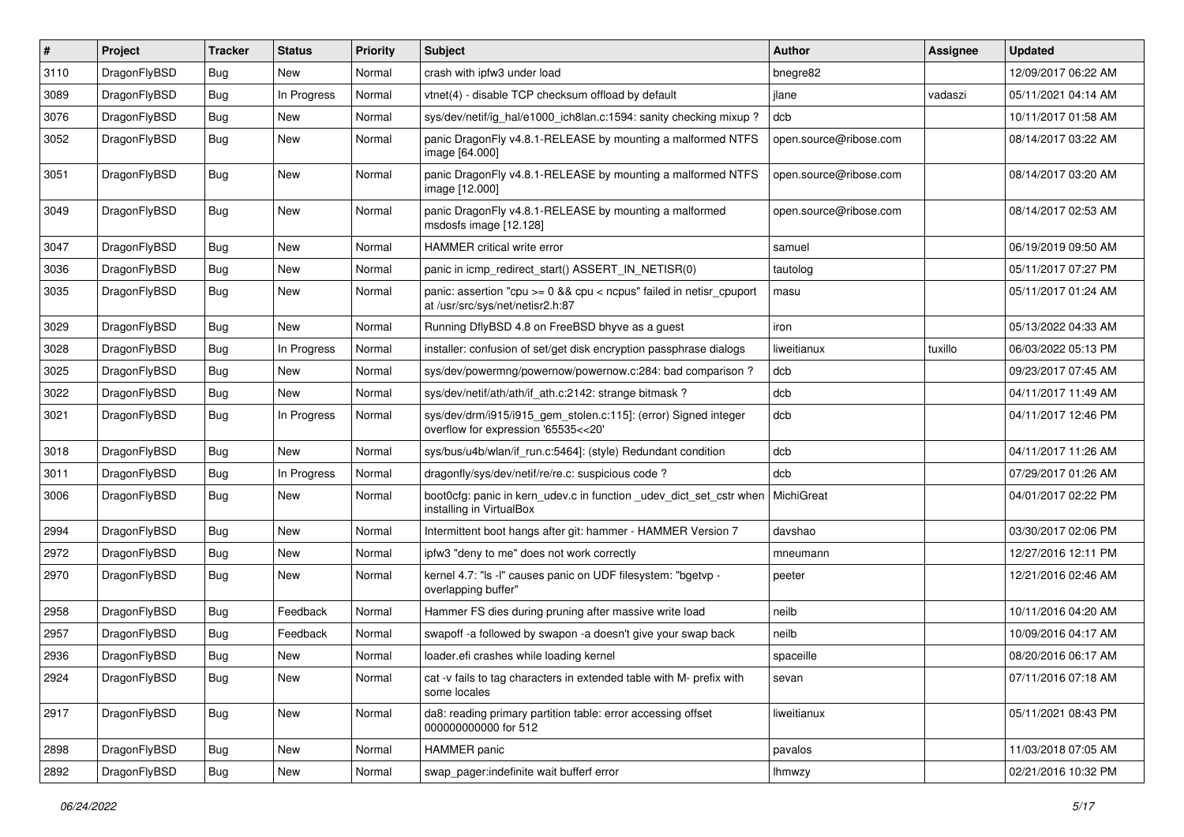| # | Project | Tracker | Status | Priority | Subject | Author | Assignee | Updated |
|---|---|---|---|---|---|---|---|---|
| 3110 | DragonFlyBSD | Bug | New | Normal | crash with ipfw3 under load | bnegre82 | | 12/09/2017 06:22 AM |
| 3089 | DragonFlyBSD | Bug | In Progress | Normal | vtnet(4) - disable TCP checksum offload by default | jlane | vadaszi | 05/11/2021 04:14 AM |
| 3076 | DragonFlyBSD | Bug | New | Normal | sys/dev/netif/ig_hal/e1000_ich8lan.c:1594: sanity checking mixup ? | dcb | | 10/11/2017 01:58 AM |
| 3052 | DragonFlyBSD | Bug | New | Normal | panic DragonFly v4.8.1-RELEASE by mounting a malformed NTFS image [64.000] | open.source@ribose.com | | 08/14/2017 03:22 AM |
| 3051 | DragonFlyBSD | Bug | New | Normal | panic DragonFly v4.8.1-RELEASE by mounting a malformed NTFS image [12.000] | open.source@ribose.com | | 08/14/2017 03:20 AM |
| 3049 | DragonFlyBSD | Bug | New | Normal | panic DragonFly v4.8.1-RELEASE by mounting a malformed msdosfs image [12.128] | open.source@ribose.com | | 08/14/2017 02:53 AM |
| 3047 | DragonFlyBSD | Bug | New | Normal | HAMMER critical write error | samuel | | 06/19/2019 09:50 AM |
| 3036 | DragonFlyBSD | Bug | New | Normal | panic in icmp_redirect_start() ASSERT_IN_NETISR(0) | tautolog | | 05/11/2017 07:27 PM |
| 3035 | DragonFlyBSD | Bug | New | Normal | panic: assertion "cpu >= 0 && cpu < ncpus" failed in netisr_cpuport at /usr/src/sys/net/netisr2.h:87 | masu | | 05/11/2017 01:24 AM |
| 3029 | DragonFlyBSD | Bug | New | Normal | Running DflyBSD 4.8 on FreeBSD bhyve as a guest | iron | | 05/13/2022 04:33 AM |
| 3028 | DragonFlyBSD | Bug | In Progress | Normal | installer: confusion of set/get disk encryption passphrase dialogs | liweitianux | tuxillo | 06/03/2022 05:13 PM |
| 3025 | DragonFlyBSD | Bug | New | Normal | sys/dev/powermng/powernow/powernow.c:284: bad comparison ? | dcb | | 09/23/2017 07:45 AM |
| 3022 | DragonFlyBSD | Bug | New | Normal | sys/dev/netif/ath/ath/if_ath.c:2142: strange bitmask ? | dcb | | 04/11/2017 11:49 AM |
| 3021 | DragonFlyBSD | Bug | In Progress | Normal | sys/dev/drm/i915/i915_gem_stolen.c:115]: (error) Signed integer overflow for expression '65535<<20' | dcb | | 04/11/2017 12:46 PM |
| 3018 | DragonFlyBSD | Bug | New | Normal | sys/bus/u4b/wlan/if_run.c:5464]: (style) Redundant condition | dcb | | 04/11/2017 11:26 AM |
| 3011 | DragonFlyBSD | Bug | In Progress | Normal | dragonfly/sys/dev/netif/re/re.c: suspicious code ? | dcb | | 07/29/2017 01:26 AM |
| 3006 | DragonFlyBSD | Bug | New | Normal | boot0cfg: panic in kern_udev.c in function _udev_dict_set_cstr when installing in VirtualBox | MichiGreat | | 04/01/2017 02:22 PM |
| 2994 | DragonFlyBSD | Bug | New | Normal | Intermittent boot hangs after git: hammer - HAMMER Version 7 | davshao | | 03/30/2017 02:06 PM |
| 2972 | DragonFlyBSD | Bug | New | Normal | ipfw3 "deny to me" does not work correctly | mneumann | | 12/27/2016 12:11 PM |
| 2970 | DragonFlyBSD | Bug | New | Normal | kernel 4.7: "ls -l" causes panic on UDF filesystem: "bgetvp - overlapping buffer" | peeter | | 12/21/2016 02:46 AM |
| 2958 | DragonFlyBSD | Bug | Feedback | Normal | Hammer FS dies during pruning after massive write load | neilb | | 10/11/2016 04:20 AM |
| 2957 | DragonFlyBSD | Bug | Feedback | Normal | swapoff -a followed by swapon -a doesn't give your swap back | neilb | | 10/09/2016 04:17 AM |
| 2936 | DragonFlyBSD | Bug | New | Normal | loader.efi crashes while loading kernel | spaceille | | 08/20/2016 06:17 AM |
| 2924 | DragonFlyBSD | Bug | New | Normal | cat -v fails to tag characters in extended table with M- prefix with some locales | sevan | | 07/11/2016 07:18 AM |
| 2917 | DragonFlyBSD | Bug | New | Normal | da8: reading primary partition table: error accessing offset 000000000000 for 512 | liweitianux | | 05/11/2021 08:43 PM |
| 2898 | DragonFlyBSD | Bug | New | Normal | HAMMER panic | pavalos | | 11/03/2018 07:05 AM |
| 2892 | DragonFlyBSD | Bug | New | Normal | swap_pager:indefinite wait bufferf error | lhmwzy | | 02/21/2016 10:32 PM |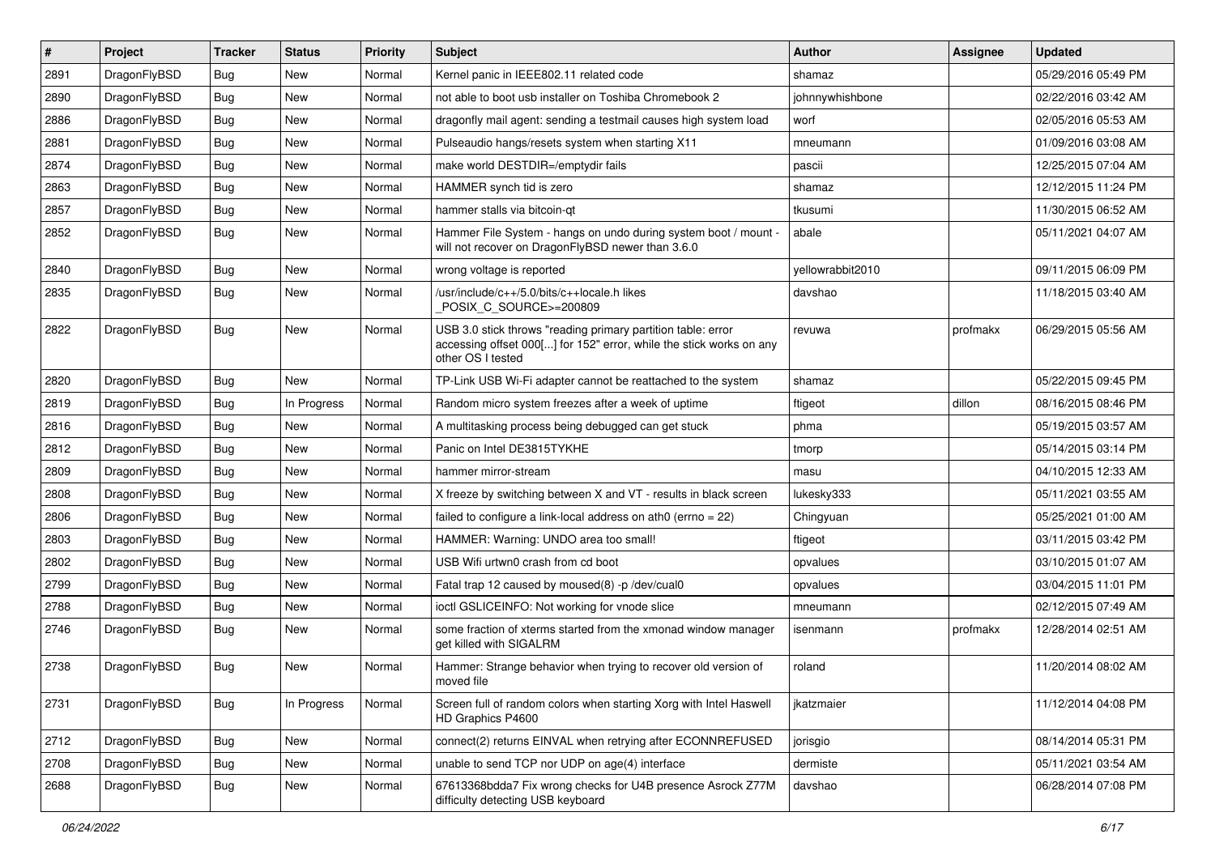| # | Project | Tracker | Status | Priority | Subject | Author | Assignee | Updated |
|---|---|---|---|---|---|---|---|---|
| 2891 | DragonFlyBSD | Bug | New | Normal | Kernel panic in IEEE802.11 related code | shamaz | | 05/29/2016 05:49 PM |
| 2890 | DragonFlyBSD | Bug | New | Normal | not able to boot usb installer on Toshiba Chromebook 2 | johnnywhishbone | | 02/22/2016 03:42 AM |
| 2886 | DragonFlyBSD | Bug | New | Normal | dragonfly mail agent: sending a testmail causes high system load | worf | | 02/05/2016 05:53 AM |
| 2881 | DragonFlyBSD | Bug | New | Normal | Pulseaudio hangs/resets system when starting X11 | mneumann | | 01/09/2016 03:08 AM |
| 2874 | DragonFlyBSD | Bug | New | Normal | make world DESTDIR=/emptydir fails | pascii | | 12/25/2015 07:04 AM |
| 2863 | DragonFlyBSD | Bug | New | Normal | HAMMER synch tid is zero | shamaz | | 12/12/2015 11:24 PM |
| 2857 | DragonFlyBSD | Bug | New | Normal | hammer stalls via bitcoin-qt | tkusumi | | 11/30/2015 06:52 AM |
| 2852 | DragonFlyBSD | Bug | New | Normal | Hammer File System - hangs on undo during system boot / mount - will not recover on DragonFlyBSD newer than 3.6.0 | abale | | 05/11/2021 04:07 AM |
| 2840 | DragonFlyBSD | Bug | New | Normal | wrong voltage is reported | yellowrabbit2010 | | 09/11/2015 06:09 PM |
| 2835 | DragonFlyBSD | Bug | New | Normal | /usr/include/c++/5.0/bits/c++locale.h likes _POSIX_C_SOURCE>=200809 | davshao | | 11/18/2015 03:40 AM |
| 2822 | DragonFlyBSD | Bug | New | Normal | USB 3.0 stick throws "reading primary partition table: error accessing offset 000[...] for 152" error, while the stick works on any other OS I tested | revuwa | profmakx | 06/29/2015 05:56 AM |
| 2820 | DragonFlyBSD | Bug | New | Normal | TP-Link USB Wi-Fi adapter cannot be reattached to the system | shamaz | | 05/22/2015 09:45 PM |
| 2819 | DragonFlyBSD | Bug | In Progress | Normal | Random micro system freezes after a week of uptime | ftigeot | dillon | 08/16/2015 08:46 PM |
| 2816 | DragonFlyBSD | Bug | New | Normal | A multitasking process being debugged can get stuck | phma | | 05/19/2015 03:57 AM |
| 2812 | DragonFlyBSD | Bug | New | Normal | Panic on Intel DE3815TYKHE | tmorp | | 05/14/2015 03:14 PM |
| 2809 | DragonFlyBSD | Bug | New | Normal | hammer mirror-stream | masu | | 04/10/2015 12:33 AM |
| 2808 | DragonFlyBSD | Bug | New | Normal | X freeze by switching between X and VT - results in black screen | lukesky333 | | 05/11/2021 03:55 AM |
| 2806 | DragonFlyBSD | Bug | New | Normal | failed to configure a link-local address on ath0 (errno = 22) | Chingyuan | | 05/25/2021 01:00 AM |
| 2803 | DragonFlyBSD | Bug | New | Normal | HAMMER: Warning: UNDO area too small! | ftigeot | | 03/11/2015 03:42 PM |
| 2802 | DragonFlyBSD | Bug | New | Normal | USB Wifi urtwn0 crash from cd boot | opvalues | | 03/10/2015 01:07 AM |
| 2799 | DragonFlyBSD | Bug | New | Normal | Fatal trap 12 caused by moused(8) -p /dev/cual0 | opvalues | | 03/04/2015 11:01 PM |
| 2788 | DragonFlyBSD | Bug | New | Normal | ioctl GSLICEINFO: Not working for vnode slice | mneumann | | 02/12/2015 07:49 AM |
| 2746 | DragonFlyBSD | Bug | New | Normal | some fraction of xterms started from the xmonad window manager get killed with SIGALRM | isenmann | profmakx | 12/28/2014 02:51 AM |
| 2738 | DragonFlyBSD | Bug | New | Normal | Hammer: Strange behavior when trying to recover old version of moved file | roland | | 11/20/2014 08:02 AM |
| 2731 | DragonFlyBSD | Bug | In Progress | Normal | Screen full of random colors when starting Xorg with Intel Haswell HD Graphics P4600 | jkatzmaier | | 11/12/2014 04:08 PM |
| 2712 | DragonFlyBSD | Bug | New | Normal | connect(2) returns EINVAL when retrying after ECONNREFUSED | jorisgio | | 08/14/2014 05:31 PM |
| 2708 | DragonFlyBSD | Bug | New | Normal | unable to send TCP nor UDP on age(4) interface | dermiste | | 05/11/2021 03:54 AM |
| 2688 | DragonFlyBSD | Bug | New | Normal | 67613368bdda7 Fix wrong checks for U4B presence Asrock Z77M difficulty detecting USB keyboard | davshao | | 06/28/2014 07:08 PM |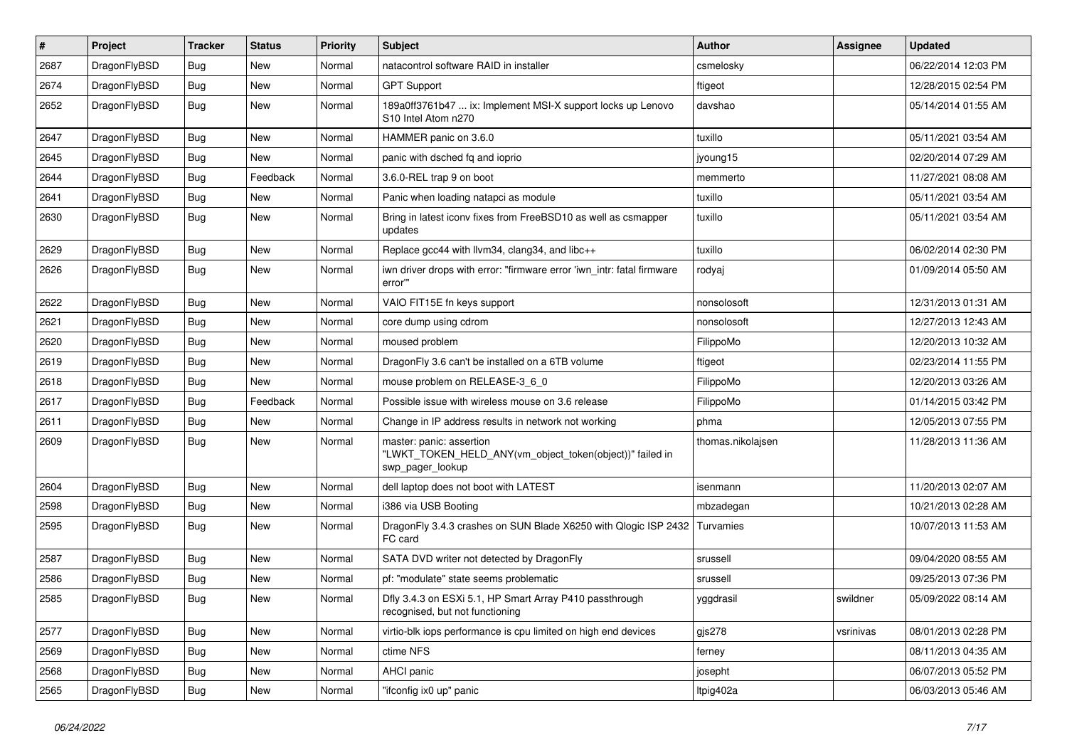| # | Project | Tracker | Status | Priority | Subject | Author | Assignee | Updated |
|---|---|---|---|---|---|---|---|---|
| 2687 | DragonFlyBSD | Bug | New | Normal | natacontrol software RAID in installer | csmelosky | | 06/22/2014 12:03 PM |
| 2674 | DragonFlyBSD | Bug | New | Normal | GPT Support | ftigeot | | 12/28/2015 02:54 PM |
| 2652 | DragonFlyBSD | Bug | New | Normal | 189a0ff3761b47 ... ix: Implement MSI-X support locks up Lenovo S10 Intel Atom n270 | davshao | | 05/14/2014 01:55 AM |
| 2647 | DragonFlyBSD | Bug | New | Normal | HAMMER panic on 3.6.0 | tuxillo | | 05/11/2021 03:54 AM |
| 2645 | DragonFlyBSD | Bug | New | Normal | panic with dsched fq and ioprio | jyoung15 | | 02/20/2014 07:29 AM |
| 2644 | DragonFlyBSD | Bug | Feedback | Normal | 3.6.0-REL trap 9 on boot | memmerto | | 11/27/2021 08:08 AM |
| 2641 | DragonFlyBSD | Bug | New | Normal | Panic when loading natapci as module | tuxillo | | 05/11/2021 03:54 AM |
| 2630 | DragonFlyBSD | Bug | New | Normal | Bring in latest iconv fixes from FreeBSD10 as well as csmapper updates | tuxillo | | 05/11/2021 03:54 AM |
| 2629 | DragonFlyBSD | Bug | New | Normal | Replace gcc44 with llvm34, clang34, and libc++ | tuxillo | | 06/02/2014 02:30 PM |
| 2626 | DragonFlyBSD | Bug | New | Normal | iwn driver drops with error: "firmware error 'iwn_intr: fatal firmware error'" | rodyaj | | 01/09/2014 05:50 AM |
| 2622 | DragonFlyBSD | Bug | New | Normal | VAIO FIT15E fn keys support | nonsolosoft | | 12/31/2013 01:31 AM |
| 2621 | DragonFlyBSD | Bug | New | Normal | core dump using cdrom | nonsolosoft | | 12/27/2013 12:43 AM |
| 2620 | DragonFlyBSD | Bug | New | Normal | moused problem | FilippoMo | | 12/20/2013 10:32 AM |
| 2619 | DragonFlyBSD | Bug | New | Normal | DragonFly 3.6 can't be installed on a 6TB volume | ftigeot | | 02/23/2014 11:55 PM |
| 2618 | DragonFlyBSD | Bug | New | Normal | mouse problem on RELEASE-3_6_0 | FilippoMo | | 12/20/2013 03:26 AM |
| 2617 | DragonFlyBSD | Bug | Feedback | Normal | Possible issue with wireless mouse on 3.6 release | FilippoMo | | 01/14/2015 03:42 PM |
| 2611 | DragonFlyBSD | Bug | New | Normal | Change in IP address results in network not working | phma | | 12/05/2013 07:55 PM |
| 2609 | DragonFlyBSD | Bug | New | Normal | master: panic: assertion "LWKT_TOKEN_HELD_ANY(vm_object_token(object))" failed in swp_pager_lookup | thomas.nikolajsen | | 11/28/2013 11:36 AM |
| 2604 | DragonFlyBSD | Bug | New | Normal | dell laptop does not boot with LATEST | isenmann | | 11/20/2013 02:07 AM |
| 2598 | DragonFlyBSD | Bug | New | Normal | i386 via USB Booting | mbzadegan | | 10/21/2013 02:28 AM |
| 2595 | DragonFlyBSD | Bug | New | Normal | DragonFly 3.4.3 crashes on SUN Blade X6250 with Qlogic ISP 2432 FC card | Turvamies | | 10/07/2013 11:53 AM |
| 2587 | DragonFlyBSD | Bug | New | Normal | SATA DVD writer not detected by DragonFly | srussell | | 09/04/2020 08:55 AM |
| 2586 | DragonFlyBSD | Bug | New | Normal | pf: "modulate" state seems problematic | srussell | | 09/25/2013 07:36 PM |
| 2585 | DragonFlyBSD | Bug | New | Normal | Dfly 3.4.3 on ESXi 5.1, HP Smart Array P410 passthrough recognised, but not functioning | yggdrasil | swildner | 05/09/2022 08:14 AM |
| 2577 | DragonFlyBSD | Bug | New | Normal | virtio-blk iops performance is cpu limited on high end devices | gjs278 | vsrinivas | 08/01/2013 02:28 PM |
| 2569 | DragonFlyBSD | Bug | New | Normal | ctime NFS | ferney | | 08/11/2013 04:35 AM |
| 2568 | DragonFlyBSD | Bug | New | Normal | AHCI panic | josepht | | 06/07/2013 05:52 PM |
| 2565 | DragonFlyBSD | Bug | New | Normal | "ifconfig ix0 up" panic | ltpig402a | | 06/03/2013 05:46 AM |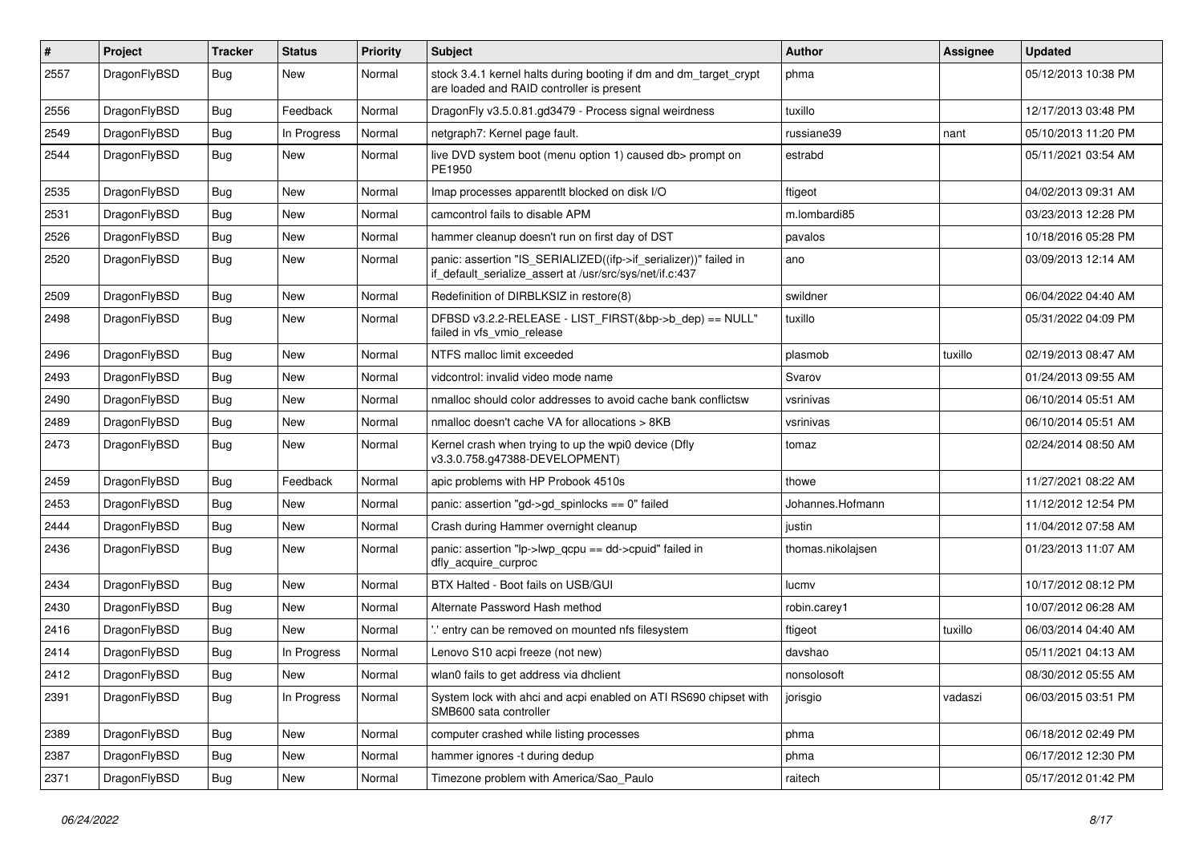| # | Project | Tracker | Status | Priority | Subject | Author | Assignee | Updated |
|---|---|---|---|---|---|---|---|---|
| 2557 | DragonFlyBSD | Bug | New | Normal | stock 3.4.1 kernel halts during booting if dm and dm_target_crypt are loaded and RAID controller is present | phma | | 05/12/2013 10:38 PM |
| 2556 | DragonFlyBSD | Bug | Feedback | Normal | DragonFly v3.5.0.81.gd3479 - Process signal weirdness | tuxillo | | 12/17/2013 03:48 PM |
| 2549 | DragonFlyBSD | Bug | In Progress | Normal | netgraph7: Kernel page fault. | russiane39 | nant | 05/10/2013 11:20 PM |
| 2544 | DragonFlyBSD | Bug | New | Normal | live DVD system boot (menu option 1) caused db> prompt on PE1950 | estrabd | | 05/11/2021 03:54 AM |
| 2535 | DragonFlyBSD | Bug | New | Normal | Imap processes apparentlt blocked on disk I/O | ftigeot | | 04/02/2013 09:31 AM |
| 2531 | DragonFlyBSD | Bug | New | Normal | camcontrol fails to disable APM | m.lombardi85 | | 03/23/2013 12:28 PM |
| 2526 | DragonFlyBSD | Bug | New | Normal | hammer cleanup doesn't run on first day of DST | pavalos | | 10/18/2016 05:28 PM |
| 2520 | DragonFlyBSD | Bug | New | Normal | panic: assertion "IS_SERIALIZED((ifp->if_serializer))" failed in if_default_serialize_assert at /usr/src/sys/net/if.c:437 | ano | | 03/09/2013 12:14 AM |
| 2509 | DragonFlyBSD | Bug | New | Normal | Redefinition of DIRBLKSIZ in restore(8) | swildner | | 06/04/2022 04:40 AM |
| 2498 | DragonFlyBSD | Bug | New | Normal | DFBSD v3.2.2-RELEASE - LIST_FIRST(&bp->b_dep) == NULL" failed in vfs_vmio_release | tuxillo | | 05/31/2022 04:09 PM |
| 2496 | DragonFlyBSD | Bug | New | Normal | NTFS malloc limit exceeded | plasmob | tuxillo | 02/19/2013 08:47 AM |
| 2493 | DragonFlyBSD | Bug | New | Normal | vidcontrol: invalid video mode name | Svarov | | 01/24/2013 09:55 AM |
| 2490 | DragonFlyBSD | Bug | New | Normal | nmalloc should color addresses to avoid cache bank conflictsw | vsrinivas | | 06/10/2014 05:51 AM |
| 2489 | DragonFlyBSD | Bug | New | Normal | nmalloc doesn't cache VA for allocations > 8KB | vsrinivas | | 06/10/2014 05:51 AM |
| 2473 | DragonFlyBSD | Bug | New | Normal | Kernel crash when trying to up the wpi0 device (Dfly v3.3.0.758.g47388-DEVELOPMENT) | tomaz | | 02/24/2014 08:50 AM |
| 2459 | DragonFlyBSD | Bug | Feedback | Normal | apic problems with HP Probook 4510s | thowe | | 11/27/2021 08:22 AM |
| 2453 | DragonFlyBSD | Bug | New | Normal | panic: assertion "gd->gd_spinlocks == 0" failed | Johannes.Hofmann | | 11/12/2012 12:54 PM |
| 2444 | DragonFlyBSD | Bug | New | Normal | Crash during Hammer overnight cleanup | justin | | 11/04/2012 07:58 AM |
| 2436 | DragonFlyBSD | Bug | New | Normal | panic: assertion "lp->lwp_qcpu == dd->cpuid" failed in dfly_acquire_curproc | thomas.nikolajsen | | 01/23/2013 11:07 AM |
| 2434 | DragonFlyBSD | Bug | New | Normal | BTX Halted - Boot fails on USB/GUI | lucmv | | 10/17/2012 08:12 PM |
| 2430 | DragonFlyBSD | Bug | New | Normal | Alternate Password Hash method | robin.carey1 | | 10/07/2012 06:28 AM |
| 2416 | DragonFlyBSD | Bug | New | Normal | '.' entry can be removed on mounted nfs filesystem | ftigeot | tuxillo | 06/03/2014 04:40 AM |
| 2414 | DragonFlyBSD | Bug | In Progress | Normal | Lenovo S10 acpi freeze (not new) | davshao | | 05/11/2021 04:13 AM |
| 2412 | DragonFlyBSD | Bug | New | Normal | wlan0 fails to get address via dhclient | nonsolosoft | | 08/30/2012 05:55 AM |
| 2391 | DragonFlyBSD | Bug | In Progress | Normal | System lock with ahci and acpi enabled on ATI RS690 chipset with SMB600 sata controller | jorisgio | vadaszi | 06/03/2015 03:51 PM |
| 2389 | DragonFlyBSD | Bug | New | Normal | computer crashed while listing processes | phma | | 06/18/2012 02:49 PM |
| 2387 | DragonFlyBSD | Bug | New | Normal | hammer ignores -t during dedup | phma | | 06/17/2012 12:30 PM |
| 2371 | DragonFlyBSD | Bug | New | Normal | Timezone problem with America/Sao_Paulo | raitech | | 05/17/2012 01:42 PM |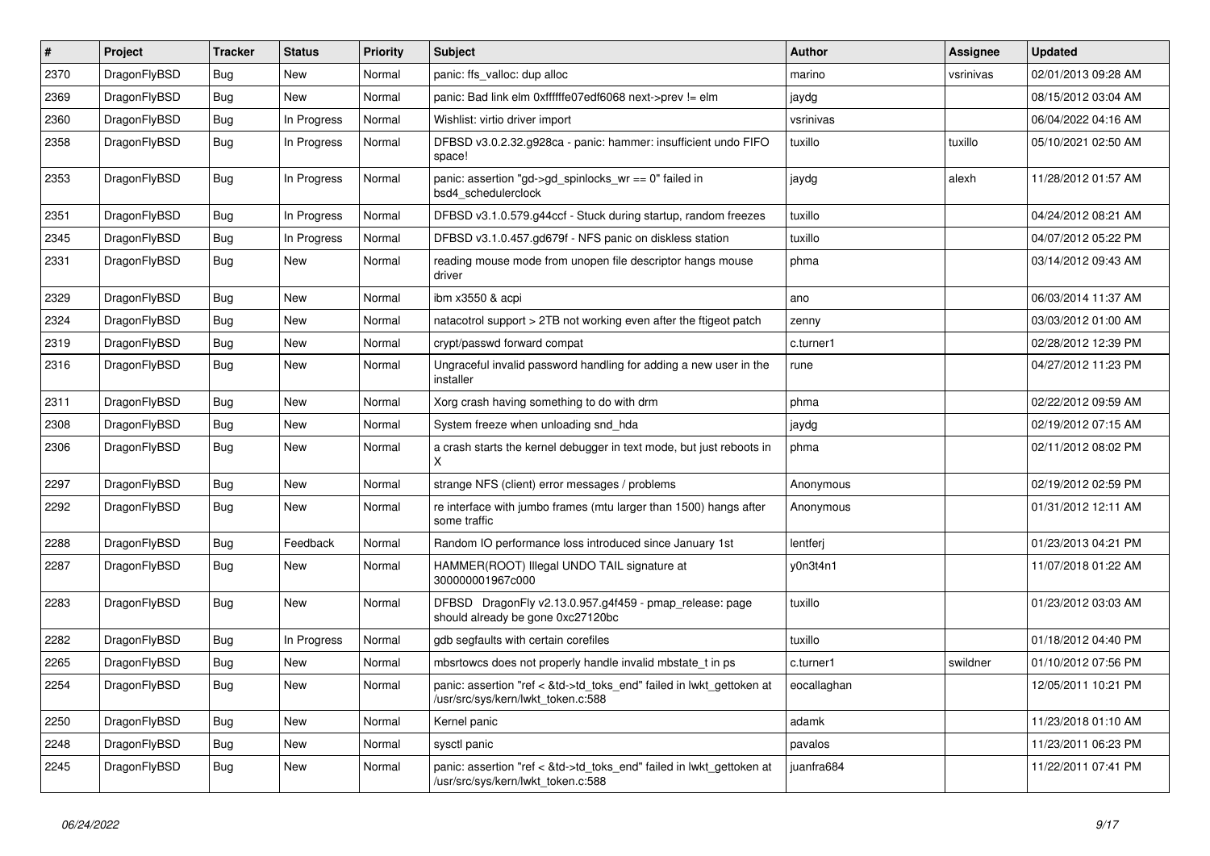| # | Project | Tracker | Status | Priority | Subject | Author | Assignee | Updated |
| --- | --- | --- | --- | --- | --- | --- | --- | --- |
| 2370 | DragonFlyBSD | Bug | New | Normal | panic: ffs_valloc: dup alloc | marino | vsrinivas | 02/01/2013 09:28 AM |
| 2369 | DragonFlyBSD | Bug | New | Normal | panic: Bad link elm 0xffffffe07edf6068 next->prev != elm | jaydg | | 08/15/2012 03:04 AM |
| 2360 | DragonFlyBSD | Bug | In Progress | Normal | Wishlist: virtio driver import | vsrinivas | | 06/04/2022 04:16 AM |
| 2358 | DragonFlyBSD | Bug | In Progress | Normal | DFBSD v3.0.2.32.g928ca - panic: hammer: insufficient undo FIFO space! | tuxillo | tuxillo | 05/10/2021 02:50 AM |
| 2353 | DragonFlyBSD | Bug | In Progress | Normal | panic: assertion "gd->gd_spinlocks_wr == 0" failed in bsd4_schedulerclock | jaydg | alexh | 11/28/2012 01:57 AM |
| 2351 | DragonFlyBSD | Bug | In Progress | Normal | DFBSD v3.1.0.579.g44ccf - Stuck during startup, random freezes | tuxillo | | 04/24/2012 08:21 AM |
| 2345 | DragonFlyBSD | Bug | In Progress | Normal | DFBSD v3.1.0.457.gd679f - NFS panic on diskless station | tuxillo | | 04/07/2012 05:22 PM |
| 2331 | DragonFlyBSD | Bug | New | Normal | reading mouse mode from unopen file descriptor hangs mouse driver | phma | | 03/14/2012 09:43 AM |
| 2329 | DragonFlyBSD | Bug | New | Normal | ibm x3550 & acpi | ano | | 06/03/2014 11:37 AM |
| 2324 | DragonFlyBSD | Bug | New | Normal | natacotrol support > 2TB not working even after the ftigeot patch | zenny | | 03/03/2012 01:00 AM |
| 2319 | DragonFlyBSD | Bug | New | Normal | crypt/passwd forward compat | c.turner1 | | 02/28/2012 12:39 PM |
| 2316 | DragonFlyBSD | Bug | New | Normal | Ungraceful invalid password handling for adding a new user in the installer | rune | | 04/27/2012 11:23 PM |
| 2311 | DragonFlyBSD | Bug | New | Normal | Xorg crash having something to do with drm | phma | | 02/22/2012 09:59 AM |
| 2308 | DragonFlyBSD | Bug | New | Normal | System freeze when unloading snd_hda | jaydg | | 02/19/2012 07:15 AM |
| 2306 | DragonFlyBSD | Bug | New | Normal | a crash starts the kernel debugger in text mode, but just reboots in X | phma | | 02/11/2012 08:02 PM |
| 2297 | DragonFlyBSD | Bug | New | Normal | strange NFS (client) error messages / problems | Anonymous | | 02/19/2012 02:59 PM |
| 2292 | DragonFlyBSD | Bug | New | Normal | re interface with jumbo frames (mtu larger than 1500) hangs after some traffic | Anonymous | | 01/31/2012 12:11 AM |
| 2288 | DragonFlyBSD | Bug | Feedback | Normal | Random IO performance loss introduced since January 1st | lentferj | | 01/23/2013 04:21 PM |
| 2287 | DragonFlyBSD | Bug | New | Normal | HAMMER(ROOT) Illegal UNDO TAIL signature at 300000001967c000 | y0n3t4n1 | | 11/07/2018 01:22 AM |
| 2283 | DragonFlyBSD | Bug | New | Normal | DFBSD DragonFly v2.13.0.957.g4f459 - pmap_release: page should already be gone 0xc27120bc | tuxillo | | 01/23/2012 03:03 AM |
| 2282 | DragonFlyBSD | Bug | In Progress | Normal | gdb segfaults with certain corefiles | tuxillo | | 01/18/2012 04:40 PM |
| 2265 | DragonFlyBSD | Bug | New | Normal | mbsrtowcs does not properly handle invalid mbstate_t in ps | c.turner1 | swildner | 01/10/2012 07:56 PM |
| 2254 | DragonFlyBSD | Bug | New | Normal | panic: assertion "ref < &td->td_toks_end" failed in lwkt_gettoken at /usr/src/sys/kern/lwkt_token.c:588 | eocallaghan | | 12/05/2011 10:21 PM |
| 2250 | DragonFlyBSD | Bug | New | Normal | Kernel panic | adamk | | 11/23/2018 01:10 AM |
| 2248 | DragonFlyBSD | Bug | New | Normal | sysctl panic | pavalos | | 11/23/2011 06:23 PM |
| 2245 | DragonFlyBSD | Bug | New | Normal | panic: assertion "ref < &td->td_toks_end" failed in lwkt_gettoken at /usr/src/sys/kern/lwkt_token.c:588 | juanfra684 | | 11/22/2011 07:41 PM |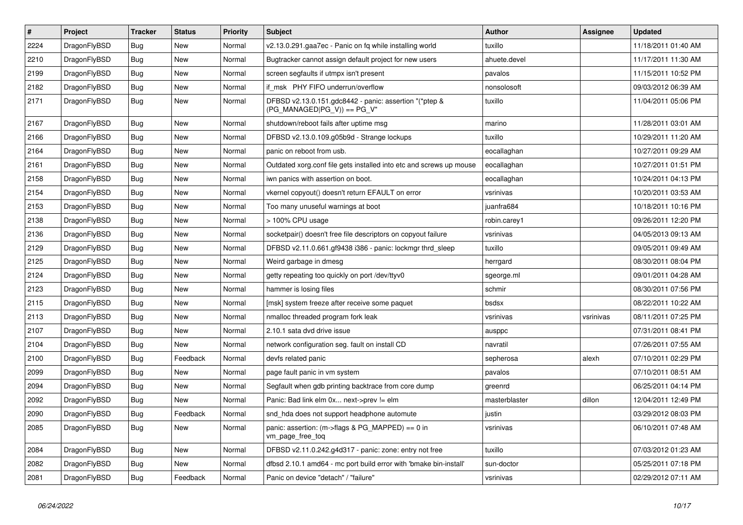| # | Project | Tracker | Status | Priority | Subject | Author | Assignee | Updated |
|---|---|---|---|---|---|---|---|---|
| 2224 | DragonFlyBSD | Bug | New | Normal | v2.13.0.291.gaa7ec - Panic on fq while installing world | tuxillo | | 11/18/2011 01:40 AM |
| 2210 | DragonFlyBSD | Bug | New | Normal | Bugtracker cannot assign default project for new users | ahuete.devel | | 11/17/2011 11:30 AM |
| 2199 | DragonFlyBSD | Bug | New | Normal | screen segfaults if utmpx isn't present | pavalos | | 11/15/2011 10:52 PM |
| 2182 | DragonFlyBSD | Bug | New | Normal | if_msk PHY FIFO underrun/overflow | nonsolosoft | | 09/03/2012 06:39 AM |
| 2171 | DragonFlyBSD | Bug | New | Normal | DFBSD v2.13.0.151.gdc8442 - panic: assertion "(*ptep & (PG_MANAGED\|PG_V)) == PG_V" | tuxillo | | 11/04/2011 05:06 PM |
| 2167 | DragonFlyBSD | Bug | New | Normal | shutdown/reboot fails after uptime msg | marino | | 11/28/2011 03:01 AM |
| 2166 | DragonFlyBSD | Bug | New | Normal | DFBSD v2.13.0.109.g05b9d - Strange lockups | tuxillo | | 10/29/2011 11:20 AM |
| 2164 | DragonFlyBSD | Bug | New | Normal | panic on reboot from usb. | eocallaghan | | 10/27/2011 09:29 AM |
| 2161 | DragonFlyBSD | Bug | New | Normal | Outdated xorg.conf file gets installed into etc and screws up mouse | eocallaghan | | 10/27/2011 01:51 PM |
| 2158 | DragonFlyBSD | Bug | New | Normal | iwn panics with assertion on boot. | eocallaghan | | 10/24/2011 04:13 PM |
| 2154 | DragonFlyBSD | Bug | New | Normal | vkernel copyout() doesn't return EFAULT on error | vsrinivas | | 10/20/2011 03:53 AM |
| 2153 | DragonFlyBSD | Bug | New | Normal | Too many unuseful warnings at boot | juanfra684 | | 10/18/2011 10:16 PM |
| 2138 | DragonFlyBSD | Bug | New | Normal | > 100% CPU usage | robin.carey1 | | 09/26/2011 12:20 PM |
| 2136 | DragonFlyBSD | Bug | New | Normal | socketpair() doesn't free file descriptors on copyout failure | vsrinivas | | 04/05/2013 09:13 AM |
| 2129 | DragonFlyBSD | Bug | New | Normal | DFBSD v2.11.0.661.gf9438 i386 - panic: lockmgr thrd_sleep | tuxillo | | 09/05/2011 09:49 AM |
| 2125 | DragonFlyBSD | Bug | New | Normal | Weird garbage in dmesg | herrgard | | 08/30/2011 08:04 PM |
| 2124 | DragonFlyBSD | Bug | New | Normal | getty repeating too quickly on port /dev/ttyv0 | sgeorge.ml | | 09/01/2011 04:28 AM |
| 2123 | DragonFlyBSD | Bug | New | Normal | hammer is losing files | schmir | | 08/30/2011 07:56 PM |
| 2115 | DragonFlyBSD | Bug | New | Normal | [msk] system freeze after receive some paquet | bsdsx | | 08/22/2011 10:22 AM |
| 2113 | DragonFlyBSD | Bug | New | Normal | nmalloc threaded program fork leak | vsrinivas | vsrinivas | 08/11/2011 07:25 PM |
| 2107 | DragonFlyBSD | Bug | New | Normal | 2.10.1 sata dvd drive issue | ausppc | | 07/31/2011 08:41 PM |
| 2104 | DragonFlyBSD | Bug | New | Normal | network configuration seg. fault on install CD | navratil | | 07/26/2011 07:55 AM |
| 2100 | DragonFlyBSD | Bug | Feedback | Normal | devfs related panic | sepherosa | alexh | 07/10/2011 02:29 PM |
| 2099 | DragonFlyBSD | Bug | New | Normal | page fault panic in vm system | pavalos | | 07/10/2011 08:51 AM |
| 2094 | DragonFlyBSD | Bug | New | Normal | Segfault when gdb printing backtrace from core dump | greenrd | | 06/25/2011 04:14 PM |
| 2092 | DragonFlyBSD | Bug | New | Normal | Panic: Bad link elm 0x... next->prev != elm | masterblaster | dillon | 12/04/2011 12:49 PM |
| 2090 | DragonFlyBSD | Bug | Feedback | Normal | snd_hda does not support headphone automute | justin | | 03/29/2012 08:03 PM |
| 2085 | DragonFlyBSD | Bug | New | Normal | panic: assertion: (m->flags & PG_MAPPED) == 0 in vm_page_free_toq | vsrinivas | | 06/10/2011 07:48 AM |
| 2084 | DragonFlyBSD | Bug | New | Normal | DFBSD v2.11.0.242.g4d317 - panic: zone: entry not free | tuxillo | | 07/03/2012 01:23 AM |
| 2082 | DragonFlyBSD | Bug | New | Normal | dfbsd 2.10.1 amd64 - mc port build error with 'bmake bin-install' | sun-doctor | | 05/25/2011 07:18 PM |
| 2081 | DragonFlyBSD | Bug | Feedback | Normal | Panic on device "detach" / "failure" | vsrinivas | | 02/29/2012 07:11 AM |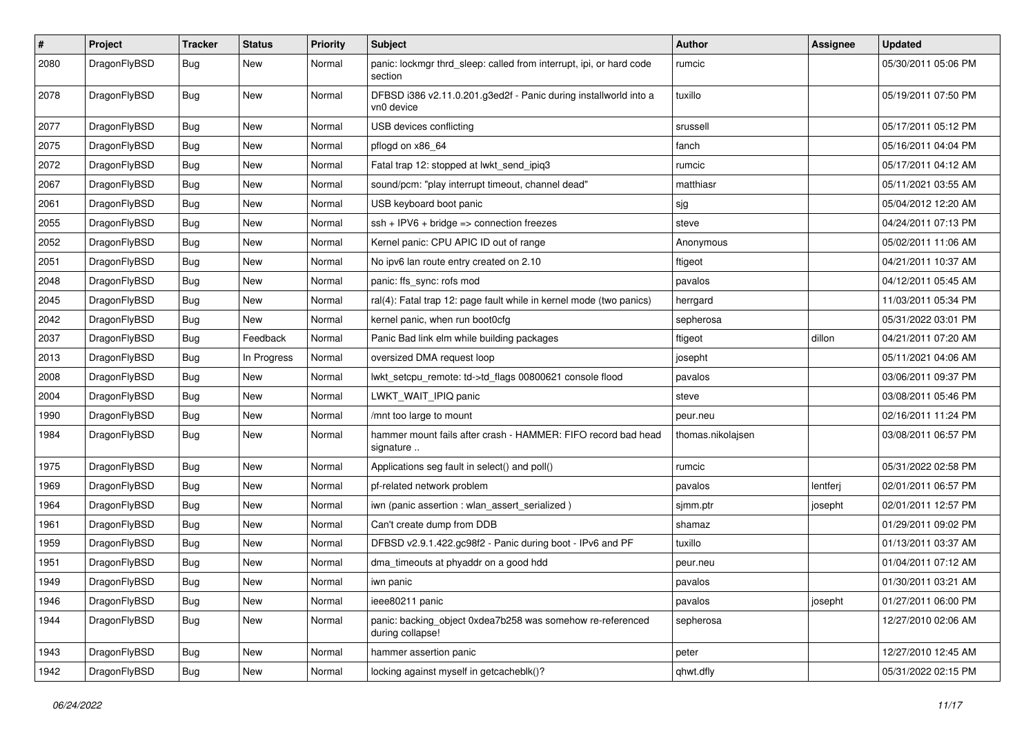| # | Project | Tracker | Status | Priority | Subject | Author | Assignee | Updated |
|---|---|---|---|---|---|---|---|---|
| 2080 | DragonFlyBSD | Bug | New | Normal | panic: lockmgr thrd_sleep: called from interrupt, ipi, or hard code section | rumcic | | 05/30/2011 05:06 PM |
| 2078 | DragonFlyBSD | Bug | New | Normal | DFBSD i386 v2.11.0.201.g3ed2f - Panic during installworld into a vn0 device | tuxillo | | 05/19/2011 07:50 PM |
| 2077 | DragonFlyBSD | Bug | New | Normal | USB devices conflicting | srussell | | 05/17/2011 05:12 PM |
| 2075 | DragonFlyBSD | Bug | New | Normal | pflogd on x86_64 | fanch | | 05/16/2011 04:04 PM |
| 2072 | DragonFlyBSD | Bug | New | Normal | Fatal trap 12: stopped at lwkt_send_ipiq3 | rumcic | | 05/17/2011 04:12 AM |
| 2067 | DragonFlyBSD | Bug | New | Normal | sound/pcm: "play interrupt timeout, channel dead" | matthiasr | | 05/11/2021 03:55 AM |
| 2061 | DragonFlyBSD | Bug | New | Normal | USB keyboard boot panic | sjg | | 05/04/2012 12:20 AM |
| 2055 | DragonFlyBSD | Bug | New | Normal | ssh + IPV6 + bridge => connection freezes | steve | | 04/24/2011 07:13 PM |
| 2052 | DragonFlyBSD | Bug | New | Normal | Kernel panic: CPU APIC ID out of range | Anonymous | | 05/02/2011 11:06 AM |
| 2051 | DragonFlyBSD | Bug | New | Normal | No ipv6 lan route entry created on 2.10 | ftigeot | | 04/21/2011 10:37 AM |
| 2048 | DragonFlyBSD | Bug | New | Normal | panic: ffs_sync: rofs mod | pavalos | | 04/12/2011 05:45 AM |
| 2045 | DragonFlyBSD | Bug | New | Normal | ral(4): Fatal trap 12: page fault while in kernel mode (two panics) | herrgard | | 11/03/2011 05:34 PM |
| 2042 | DragonFlyBSD | Bug | New | Normal | kernel panic, when run boot0cfg | sepherosa | | 05/31/2022 03:01 PM |
| 2037 | DragonFlyBSD | Bug | Feedback | Normal | Panic Bad link elm while building packages | ftigeot | dillon | 04/21/2011 07:20 AM |
| 2013 | DragonFlyBSD | Bug | In Progress | Normal | oversized DMA request loop | josepht | | 05/11/2021 04:06 AM |
| 2008 | DragonFlyBSD | Bug | New | Normal | lwkt_setcpu_remote: td->td_flags 00800621 console flood | pavalos | | 03/06/2011 09:37 PM |
| 2004 | DragonFlyBSD | Bug | New | Normal | LWKT_WAIT_IPIQ panic | steve | | 03/08/2011 05:46 PM |
| 1990 | DragonFlyBSD | Bug | New | Normal | /mnt too large to mount | peur.neu | | 02/16/2011 11:24 PM |
| 1984 | DragonFlyBSD | Bug | New | Normal | hammer mount fails after crash - HAMMER: FIFO record bad head signature .. | thomas.nikolajsen | | 03/08/2011 06:57 PM |
| 1975 | DragonFlyBSD | Bug | New | Normal | Applications seg fault in select() and poll() | rumcic | | 05/31/2022 02:58 PM |
| 1969 | DragonFlyBSD | Bug | New | Normal | pf-related network problem | pavalos | lentferj | 02/01/2011 06:57 PM |
| 1964 | DragonFlyBSD | Bug | New | Normal | iwn (panic assertion : wlan_assert_serialized ) | sjmm.ptr | josepht | 02/01/2011 12:57 PM |
| 1961 | DragonFlyBSD | Bug | New | Normal | Can't create dump from DDB | shamaz | | 01/29/2011 09:02 PM |
| 1959 | DragonFlyBSD | Bug | New | Normal | DFBSD v2.9.1.422.gc98f2 - Panic during boot - IPv6 and PF | tuxillo | | 01/13/2011 03:37 AM |
| 1951 | DragonFlyBSD | Bug | New | Normal | dma_timeouts at phyaddr on a good hdd | peur.neu | | 01/04/2011 07:12 AM |
| 1949 | DragonFlyBSD | Bug | New | Normal | iwn panic | pavalos | | 01/30/2011 03:21 AM |
| 1946 | DragonFlyBSD | Bug | New | Normal | ieee80211 panic | pavalos | josepht | 01/27/2011 06:00 PM |
| 1944 | DragonFlyBSD | Bug | New | Normal | panic: backing_object 0xdea7b258 was somehow re-referenced during collapse! | sepherosa | | 12/27/2010 02:06 AM |
| 1943 | DragonFlyBSD | Bug | New | Normal | hammer assertion panic | peter | | 12/27/2010 12:45 AM |
| 1942 | DragonFlyBSD | Bug | New | Normal | locking against myself in getcacheblk()? | qhwt.dfly | | 05/31/2022 02:15 PM |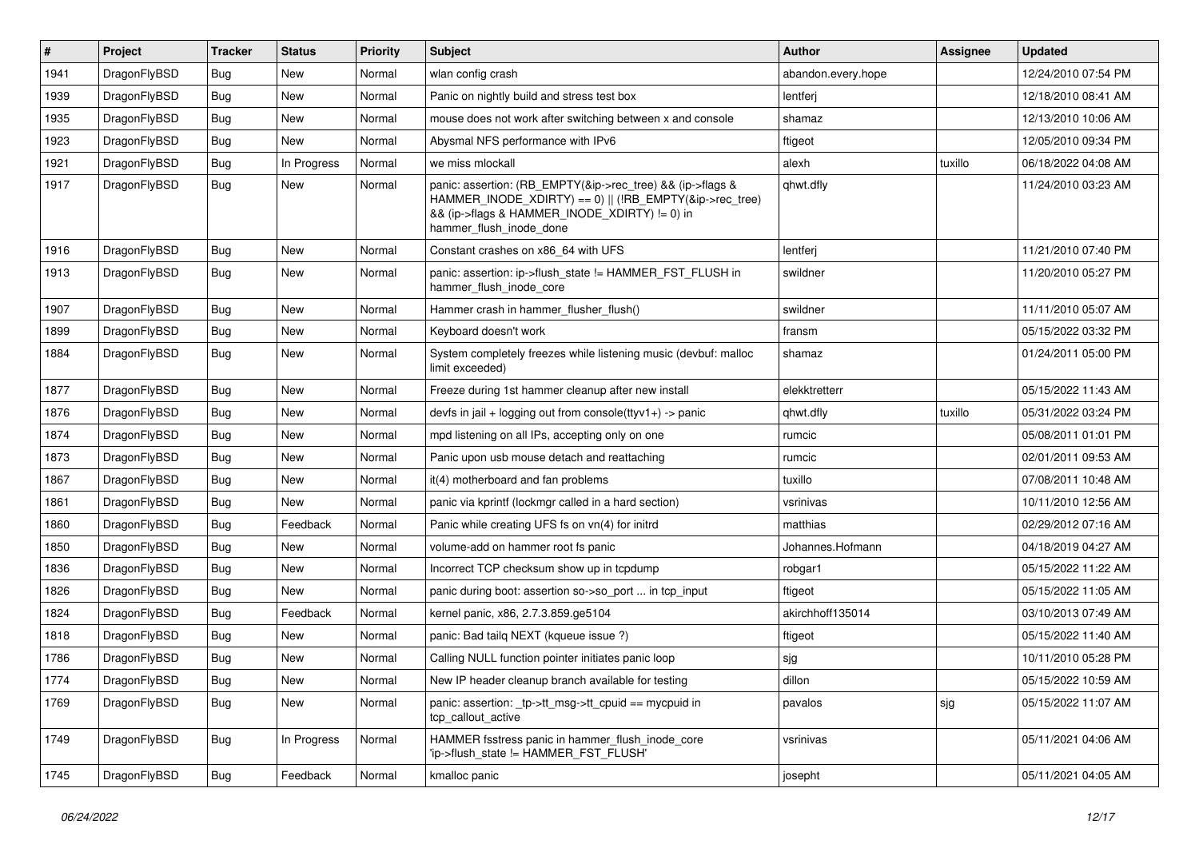| # | Project | Tracker | Status | Priority | Subject | Author | Assignee | Updated |
|---|---|---|---|---|---|---|---|---|
| 1941 | DragonFlyBSD | Bug | New | Normal | wlan config crash | abandon.every.hope | | 12/24/2010 07:54 PM |
| 1939 | DragonFlyBSD | Bug | New | Normal | Panic on nightly build and stress test box | lentferj | | 12/18/2010 08:41 AM |
| 1935 | DragonFlyBSD | Bug | New | Normal | mouse does not work after switching between x and console | shamaz | | 12/13/2010 10:06 AM |
| 1923 | DragonFlyBSD | Bug | New | Normal | Abysmal NFS performance with IPv6 | ftigeot | | 12/05/2010 09:34 PM |
| 1921 | DragonFlyBSD | Bug | In Progress | Normal | we miss mlockall | alexh | tuxillo | 06/18/2022 04:08 AM |
| 1917 | DragonFlyBSD | Bug | New | Normal | panic: assertion: (RB_EMPTY(&ip->rec_tree) && (ip->flags & HAMMER_INODE_XDIRTY) == 0) \|\| (!RB_EMPTY(&ip->rec_tree) && (ip->flags & HAMMER_INODE_XDIRTY) != 0) in hammer_flush_inode_done | qhwt.dfly | | 11/24/2010 03:23 AM |
| 1916 | DragonFlyBSD | Bug | New | Normal | Constant crashes on x86_64 with UFS | lentferj | | 11/21/2010 07:40 PM |
| 1913 | DragonFlyBSD | Bug | New | Normal | panic: assertion: ip->flush_state != HAMMER_FST_FLUSH in hammer_flush_inode_core | swildner | | 11/20/2010 05:27 PM |
| 1907 | DragonFlyBSD | Bug | New | Normal | Hammer crash in hammer_flusher_flush() | swildner | | 11/11/2010 05:07 AM |
| 1899 | DragonFlyBSD | Bug | New | Normal | Keyboard doesn't work | fransm | | 05/15/2022 03:32 PM |
| 1884 | DragonFlyBSD | Bug | New | Normal | System completely freezes while listening music (devbuf: malloc limit exceeded) | shamaz | | 01/24/2011 05:00 PM |
| 1877 | DragonFlyBSD | Bug | New | Normal | Freeze during 1st hammer cleanup after new install | elekktretterr | | 05/15/2022 11:43 AM |
| 1876 | DragonFlyBSD | Bug | New | Normal | devfs in jail + logging out from console(ttyv1+) -> panic | qhwt.dfly | tuxillo | 05/31/2022 03:24 PM |
| 1874 | DragonFlyBSD | Bug | New | Normal | mpd listening on all IPs, accepting only on one | rumcic | | 05/08/2011 01:01 PM |
| 1873 | DragonFlyBSD | Bug | New | Normal | Panic upon usb mouse detach and reattaching | rumcic | | 02/01/2011 09:53 AM |
| 1867 | DragonFlyBSD | Bug | New | Normal | it(4) motherboard and fan problems | tuxillo | | 07/08/2011 10:48 AM |
| 1861 | DragonFlyBSD | Bug | New | Normal | panic via kprintf (lockmgr called in a hard section) | vsrinivas | | 10/11/2010 12:56 AM |
| 1860 | DragonFlyBSD | Bug | Feedback | Normal | Panic while creating UFS fs on vn(4) for initrd | matthias | | 02/29/2012 07:16 AM |
| 1850 | DragonFlyBSD | Bug | New | Normal | volume-add on hammer root fs panic | Johannes.Hofmann | | 04/18/2019 04:27 AM |
| 1836 | DragonFlyBSD | Bug | New | Normal | Incorrect TCP checksum show up in tcpdump | robgar1 | | 05/15/2022 11:22 AM |
| 1826 | DragonFlyBSD | Bug | New | Normal | panic during boot: assertion so->so_port ... in tcp_input | ftigeot | | 05/15/2022 11:05 AM |
| 1824 | DragonFlyBSD | Bug | Feedback | Normal | kernel panic, x86, 2.7.3.859.ge5104 | akirchhoff135014 | | 03/10/2013 07:49 AM |
| 1818 | DragonFlyBSD | Bug | New | Normal | panic: Bad tailq NEXT (kqueue issue ?) | ftigeot | | 05/15/2022 11:40 AM |
| 1786 | DragonFlyBSD | Bug | New | Normal | Calling NULL function pointer initiates panic loop | sjg | | 10/11/2010 05:28 PM |
| 1774 | DragonFlyBSD | Bug | New | Normal | New IP header cleanup branch available for testing | dillon | | 05/15/2022 10:59 AM |
| 1769 | DragonFlyBSD | Bug | New | Normal | panic: assertion: _tp->tt_msg->tt_cpuid == mycpuid in tcp_callout_active | pavalos | sjg | 05/15/2022 11:07 AM |
| 1749 | DragonFlyBSD | Bug | In Progress | Normal | HAMMER fsstress panic in hammer_flush_inode_core 'ip->flush_state != HAMMER_FST_FLUSH' | vsrinivas | | 05/11/2021 04:06 AM |
| 1745 | DragonFlyBSD | Bug | Feedback | Normal | kmalloc panic | josepht | | 05/11/2021 04:05 AM |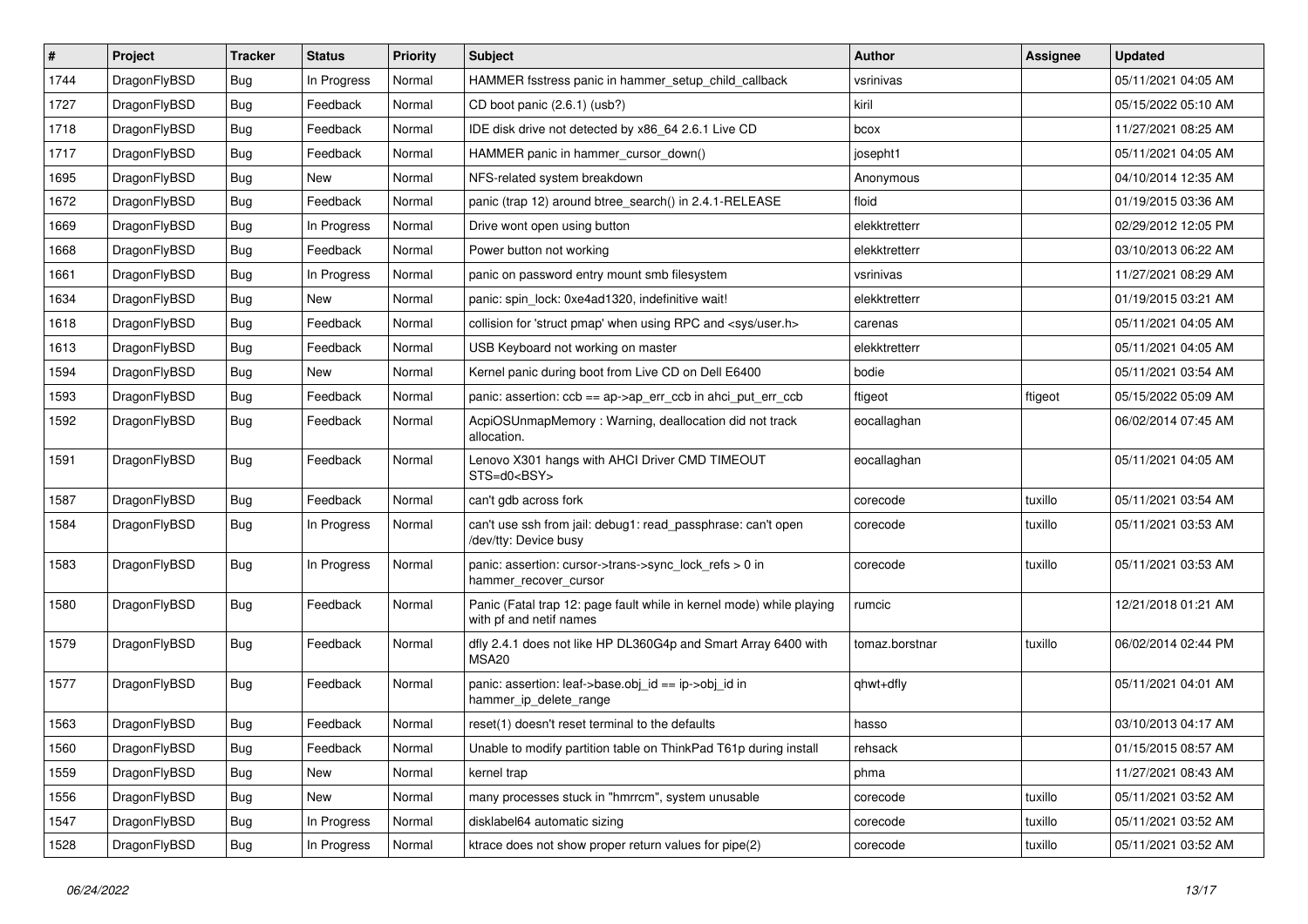| # | Project | Tracker | Status | Priority | Subject | Author | Assignee | Updated |
|---|---|---|---|---|---|---|---|---|
| 1744 | DragonFlyBSD | Bug | In Progress | Normal | HAMMER fsstress panic in hammer_setup_child_callback | vsrinivas | | 05/11/2021 04:05 AM |
| 1727 | DragonFlyBSD | Bug | Feedback | Normal | CD boot panic (2.6.1) (usb?) | kiril | | 05/15/2022 05:10 AM |
| 1718 | DragonFlyBSD | Bug | Feedback | Normal | IDE disk drive not detected by x86_64 2.6.1 Live CD | bcox | | 11/27/2021 08:25 AM |
| 1717 | DragonFlyBSD | Bug | Feedback | Normal | HAMMER panic in hammer_cursor_down() | josepht1 | | 05/11/2021 04:05 AM |
| 1695 | DragonFlyBSD | Bug | New | Normal | NFS-related system breakdown | Anonymous | | 04/10/2014 12:35 AM |
| 1672 | DragonFlyBSD | Bug | Feedback | Normal | panic (trap 12) around btree_search() in 2.4.1-RELEASE | floid | | 01/19/2015 03:36 AM |
| 1669 | DragonFlyBSD | Bug | In Progress | Normal | Drive wont open using button | elekktretterr | | 02/29/2012 12:05 PM |
| 1668 | DragonFlyBSD | Bug | Feedback | Normal | Power button not working | elekktretterr | | 03/10/2013 06:22 AM |
| 1661 | DragonFlyBSD | Bug | In Progress | Normal | panic on password entry mount smb filesystem | vsrinivas | | 11/27/2021 08:29 AM |
| 1634 | DragonFlyBSD | Bug | New | Normal | panic: spin_lock: 0xe4ad1320, indefinitive wait! | elekktretterr | | 01/19/2015 03:21 AM |
| 1618 | DragonFlyBSD | Bug | Feedback | Normal | collision for 'struct pmap' when using RPC and <sys/user.h> | carenas | | 05/11/2021 04:05 AM |
| 1613 | DragonFlyBSD | Bug | Feedback | Normal | USB Keyboard not working on master | elekktretterr | | 05/11/2021 04:05 AM |
| 1594 | DragonFlyBSD | Bug | New | Normal | Kernel panic during boot from Live CD on Dell E6400 | bodie | | 05/11/2021 03:54 AM |
| 1593 | DragonFlyBSD | Bug | Feedback | Normal | panic: assertion: ccb == ap->ap_err_ccb in ahci_put_err_ccb | ftigeot | ftigeot | 05/15/2022 05:09 AM |
| 1592 | DragonFlyBSD | Bug | Feedback | Normal | AcpiOSUnmapMemory : Warning, deallocation did not track allocation. | eocallaghan | | 06/02/2014 07:45 AM |
| 1591 | DragonFlyBSD | Bug | Feedback | Normal | Lenovo X301 hangs with AHCI Driver CMD TIMEOUT STS=d0<BSY> | eocallaghan | | 05/11/2021 04:05 AM |
| 1587 | DragonFlyBSD | Bug | Feedback | Normal | can't gdb across fork | corecode | tuxillo | 05/11/2021 03:54 AM |
| 1584 | DragonFlyBSD | Bug | In Progress | Normal | can't use ssh from jail: debug1: read_passphrase: can't open /dev/tty: Device busy | corecode | tuxillo | 05/11/2021 03:53 AM |
| 1583 | DragonFlyBSD | Bug | In Progress | Normal | panic: assertion: cursor->trans->sync_lock_refs > 0 in hammer_recover_cursor | corecode | tuxillo | 05/11/2021 03:53 AM |
| 1580 | DragonFlyBSD | Bug | Feedback | Normal | Panic (Fatal trap 12: page fault while in kernel mode) while playing with pf and netif names | rumcic | | 12/21/2018 01:21 AM |
| 1579 | DragonFlyBSD | Bug | Feedback | Normal | dfly 2.4.1 does not like HP DL360G4p and Smart Array 6400 with MSA20 | tomaz.borstnar | tuxillo | 06/02/2014 02:44 PM |
| 1577 | DragonFlyBSD | Bug | Feedback | Normal | panic: assertion: leaf->base.obj_id == ip->obj_id in hammer_ip_delete_range | qhwt+dfly | | 05/11/2021 04:01 AM |
| 1563 | DragonFlyBSD | Bug | Feedback | Normal | reset(1) doesn't reset terminal to the defaults | hasso | | 03/10/2013 04:17 AM |
| 1560 | DragonFlyBSD | Bug | Feedback | Normal | Unable to modify partition table on ThinkPad T61p during install | rehsack | | 01/15/2015 08:57 AM |
| 1559 | DragonFlyBSD | Bug | New | Normal | kernel trap | phma | | 11/27/2021 08:43 AM |
| 1556 | DragonFlyBSD | Bug | New | Normal | many processes stuck in "hmrrcm", system unusable | corecode | tuxillo | 05/11/2021 03:52 AM |
| 1547 | DragonFlyBSD | Bug | In Progress | Normal | disklabel64 automatic sizing | corecode | tuxillo | 05/11/2021 03:52 AM |
| 1528 | DragonFlyBSD | Bug | In Progress | Normal | ktrace does not show proper return values for pipe(2) | corecode | tuxillo | 05/11/2021 03:52 AM |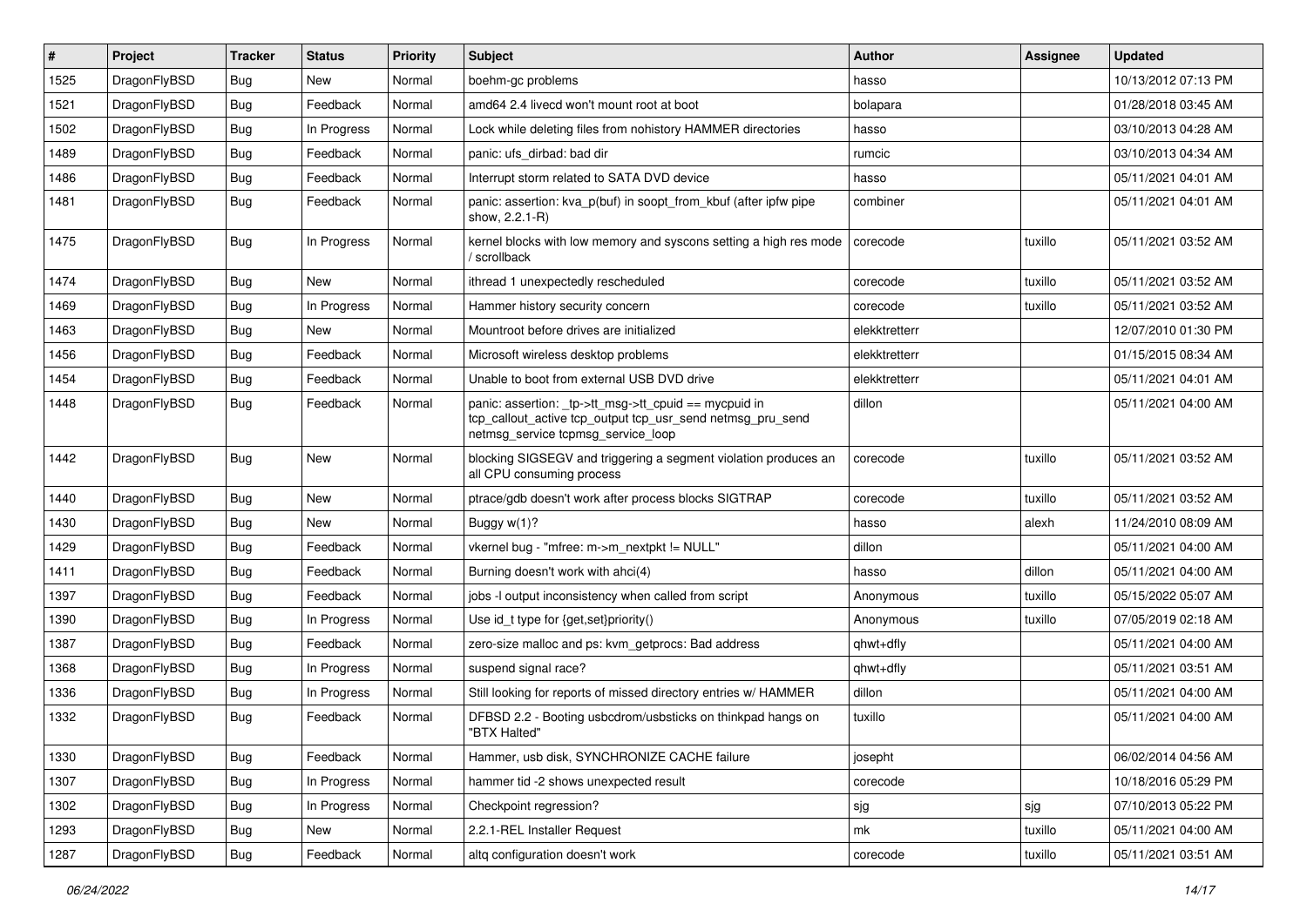| # | Project | Tracker | Status | Priority | Subject | Author | Assignee | Updated |
|---|---|---|---|---|---|---|---|---|
| 1525 | DragonFlyBSD | Bug | New | Normal | boehm-gc problems | hasso | | 10/13/2012 07:13 PM |
| 1521 | DragonFlyBSD | Bug | Feedback | Normal | amd64 2.4 livecd won't mount root at boot | bolapara | | 01/28/2018 03:45 AM |
| 1502 | DragonFlyBSD | Bug | In Progress | Normal | Lock while deleting files from nohistory HAMMER directories | hasso | | 03/10/2013 04:28 AM |
| 1489 | DragonFlyBSD | Bug | Feedback | Normal | panic: ufs_dirbad: bad dir | rumcic | | 03/10/2013 04:34 AM |
| 1486 | DragonFlyBSD | Bug | Feedback | Normal | Interrupt storm related to SATA DVD device | hasso | | 05/11/2021 04:01 AM |
| 1481 | DragonFlyBSD | Bug | Feedback | Normal | panic: assertion: kva_p(buf) in soopt_from_kbuf (after ipfw pipe show, 2.2.1-R) | combiner | | 05/11/2021 04:01 AM |
| 1475 | DragonFlyBSD | Bug | In Progress | Normal | kernel blocks with low memory and syscons setting a high res mode / scrollback | corecode | tuxillo | 05/11/2021 03:52 AM |
| 1474 | DragonFlyBSD | Bug | New | Normal | ithread 1 unexpectedly rescheduled | corecode | tuxillo | 05/11/2021 03:52 AM |
| 1469 | DragonFlyBSD | Bug | In Progress | Normal | Hammer history security concern | corecode | tuxillo | 05/11/2021 03:52 AM |
| 1463 | DragonFlyBSD | Bug | New | Normal | Mountroot before drives are initialized | elekktretterr | | 12/07/2010 01:30 PM |
| 1456 | DragonFlyBSD | Bug | Feedback | Normal | Microsoft wireless desktop problems | elekktretterr | | 01/15/2015 08:34 AM |
| 1454 | DragonFlyBSD | Bug | Feedback | Normal | Unable to boot from external USB DVD drive | elekktretterr | | 05/11/2021 04:01 AM |
| 1448 | DragonFlyBSD | Bug | Feedback | Normal | panic: assertion: _tp->tt_msg->tt_cpuid == mycpuid in tcp_callout_active tcp_output tcp_usr_send netmsg_pru_send netmsg_service tcpmsg_service_loop | dillon | | 05/11/2021 04:00 AM |
| 1442 | DragonFlyBSD | Bug | New | Normal | blocking SIGSEGV and triggering a segment violation produces an all CPU consuming process | corecode | tuxillo | 05/11/2021 03:52 AM |
| 1440 | DragonFlyBSD | Bug | New | Normal | ptrace/gdb doesn't work after process blocks SIGTRAP | corecode | tuxillo | 05/11/2021 03:52 AM |
| 1430 | DragonFlyBSD | Bug | New | Normal | Buggy w(1)? | hasso | alexh | 11/24/2010 08:09 AM |
| 1429 | DragonFlyBSD | Bug | Feedback | Normal | vkernel bug - "mfree: m->m_nextpkt != NULL" | dillon | | 05/11/2021 04:00 AM |
| 1411 | DragonFlyBSD | Bug | Feedback | Normal | Burning doesn't work with ahci(4) | hasso | dillon | 05/11/2021 04:00 AM |
| 1397 | DragonFlyBSD | Bug | Feedback | Normal | jobs -l output inconsistency when called from script | Anonymous | tuxillo | 05/15/2022 05:07 AM |
| 1390 | DragonFlyBSD | Bug | In Progress | Normal | Use id_t type for {get,set}priority() | Anonymous | tuxillo | 07/05/2019 02:18 AM |
| 1387 | DragonFlyBSD | Bug | Feedback | Normal | zero-size malloc and ps: kvm_getprocs: Bad address | qhwt+dfly | | 05/11/2021 04:00 AM |
| 1368 | DragonFlyBSD | Bug | In Progress | Normal | suspend signal race? | qhwt+dfly | | 05/11/2021 03:51 AM |
| 1336 | DragonFlyBSD | Bug | In Progress | Normal | Still looking for reports of missed directory entries w/ HAMMER | dillon | | 05/11/2021 04:00 AM |
| 1332 | DragonFlyBSD | Bug | Feedback | Normal | DFBSD 2.2 - Booting usbcdrom/usbsticks on thinkpad hangs on "BTX Halted" | tuxillo | | 05/11/2021 04:00 AM |
| 1330 | DragonFlyBSD | Bug | Feedback | Normal | Hammer, usb disk, SYNCHRONIZE CACHE failure | josepht | | 06/02/2014 04:56 AM |
| 1307 | DragonFlyBSD | Bug | In Progress | Normal | hammer tid -2 shows unexpected result | corecode | | 10/18/2016 05:29 PM |
| 1302 | DragonFlyBSD | Bug | In Progress | Normal | Checkpoint regression? | sjg | sjg | 07/10/2013 05:22 PM |
| 1293 | DragonFlyBSD | Bug | New | Normal | 2.2.1-REL Installer Request | mk | tuxillo | 05/11/2021 04:00 AM |
| 1287 | DragonFlyBSD | Bug | Feedback | Normal | altq configuration doesn't work | corecode | tuxillo | 05/11/2021 03:51 AM |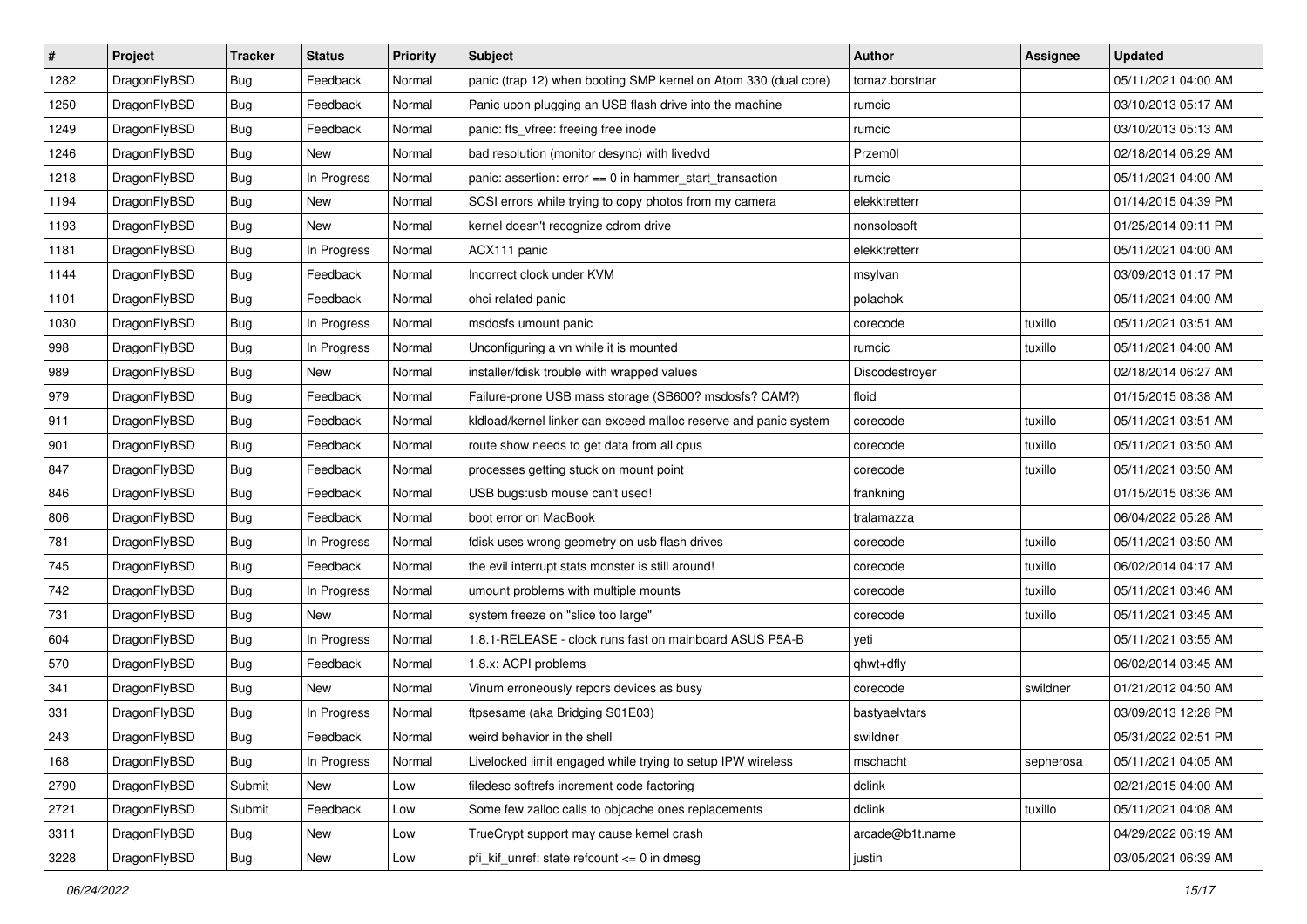| # | Project | Tracker | Status | Priority | Subject | Author | Assignee | Updated |
|---|---|---|---|---|---|---|---|---|
| 1282 | DragonFlyBSD | Bug | Feedback | Normal | panic (trap 12) when booting SMP kernel on Atom 330 (dual core) | tomaz.borstnar | | 05/11/2021 04:00 AM |
| 1250 | DragonFlyBSD | Bug | Feedback | Normal | Panic upon plugging an USB flash drive into the machine | rumcic | | 03/10/2013 05:17 AM |
| 1249 | DragonFlyBSD | Bug | Feedback | Normal | panic: ffs_vfree: freeing free inode | rumcic | | 03/10/2013 05:13 AM |
| 1246 | DragonFlyBSD | Bug | New | Normal | bad resolution (monitor desync) with livedvd | Przem0l | | 02/18/2014 06:29 AM |
| 1218 | DragonFlyBSD | Bug | In Progress | Normal | panic: assertion: error == 0 in hammer_start_transaction | rumcic | | 05/11/2021 04:00 AM |
| 1194 | DragonFlyBSD | Bug | New | Normal | SCSI errors while trying to copy photos from my camera | elekktretterr | | 01/14/2015 04:39 PM |
| 1193 | DragonFlyBSD | Bug | New | Normal | kernel doesn't recognize cdrom drive | nonsolosoft | | 01/25/2014 09:11 PM |
| 1181 | DragonFlyBSD | Bug | In Progress | Normal | ACX111 panic | elekktretterr | | 05/11/2021 04:00 AM |
| 1144 | DragonFlyBSD | Bug | Feedback | Normal | Incorrect clock under KVM | msylvan | | 03/09/2013 01:17 PM |
| 1101 | DragonFlyBSD | Bug | Feedback | Normal | ohci related panic | polachok | | 05/11/2021 04:00 AM |
| 1030 | DragonFlyBSD | Bug | In Progress | Normal | msdosfs umount panic | corecode | tuxillo | 05/11/2021 03:51 AM |
| 998 | DragonFlyBSD | Bug | In Progress | Normal | Unconfiguring a vn while it is mounted | rumcic | tuxillo | 05/11/2021 04:00 AM |
| 989 | DragonFlyBSD | Bug | New | Normal | installer/fdisk trouble with wrapped values | Discodestroyer | | 02/18/2014 06:27 AM |
| 979 | DragonFlyBSD | Bug | Feedback | Normal | Failure-prone USB mass storage (SB600? msdosfs? CAM?) | floid | | 01/15/2015 08:38 AM |
| 911 | DragonFlyBSD | Bug | Feedback | Normal | kldload/kernel linker can exceed malloc reserve and panic system | corecode | tuxillo | 05/11/2021 03:51 AM |
| 901 | DragonFlyBSD | Bug | Feedback | Normal | route show needs to get data from all cpus | corecode | tuxillo | 05/11/2021 03:50 AM |
| 847 | DragonFlyBSD | Bug | Feedback | Normal | processes getting stuck on mount point | corecode | tuxillo | 05/11/2021 03:50 AM |
| 846 | DragonFlyBSD | Bug | Feedback | Normal | USB bugs:usb mouse can't used! | frankning | | 01/15/2015 08:36 AM |
| 806 | DragonFlyBSD | Bug | Feedback | Normal | boot error on MacBook | tralamazza | | 06/04/2022 05:28 AM |
| 781 | DragonFlyBSD | Bug | In Progress | Normal | fdisk uses wrong geometry on usb flash drives | corecode | tuxillo | 05/11/2021 03:50 AM |
| 745 | DragonFlyBSD | Bug | Feedback | Normal | the evil interrupt stats monster is still around! | corecode | tuxillo | 06/02/2014 04:17 AM |
| 742 | DragonFlyBSD | Bug | In Progress | Normal | umount problems with multiple mounts | corecode | tuxillo | 05/11/2021 03:46 AM |
| 731 | DragonFlyBSD | Bug | New | Normal | system freeze on "slice too large" | corecode | tuxillo | 05/11/2021 03:45 AM |
| 604 | DragonFlyBSD | Bug | In Progress | Normal | 1.8.1-RELEASE - clock runs fast on mainboard ASUS P5A-B | yeti | | 05/11/2021 03:55 AM |
| 570 | DragonFlyBSD | Bug | Feedback | Normal | 1.8.x: ACPI problems | qhwt+dfly | | 06/02/2014 03:45 AM |
| 341 | DragonFlyBSD | Bug | New | Normal | Vinum erroneously repors devices as busy | corecode | swildner | 01/21/2012 04:50 AM |
| 331 | DragonFlyBSD | Bug | In Progress | Normal | ftpsesame (aka Bridging S01E03) | bastyaelvtars | | 03/09/2013 12:28 PM |
| 243 | DragonFlyBSD | Bug | Feedback | Normal | weird behavior in the shell | swildner | | 05/31/2022 02:51 PM |
| 168 | DragonFlyBSD | Bug | In Progress | Normal | Livelocked limit engaged while trying to setup IPW wireless | mschacht | sepherosa | 05/11/2021 04:05 AM |
| 2790 | DragonFlyBSD | Submit | New | Low | filedesc softrefs increment code factoring | dclink | | 02/21/2015 04:00 AM |
| 2721 | DragonFlyBSD | Submit | Feedback | Low | Some few zalloc calls to objcache ones replacements | dclink | tuxillo | 05/11/2021 04:08 AM |
| 3311 | DragonFlyBSD | Bug | New | Low | TrueCrypt support may cause kernel crash | arcade@b1t.name | | 04/29/2022 06:19 AM |
| 3228 | DragonFlyBSD | Bug | New | Low | pfi_kif_unref: state refcount <= 0 in dmesg | justin | | 03/05/2021 06:39 AM |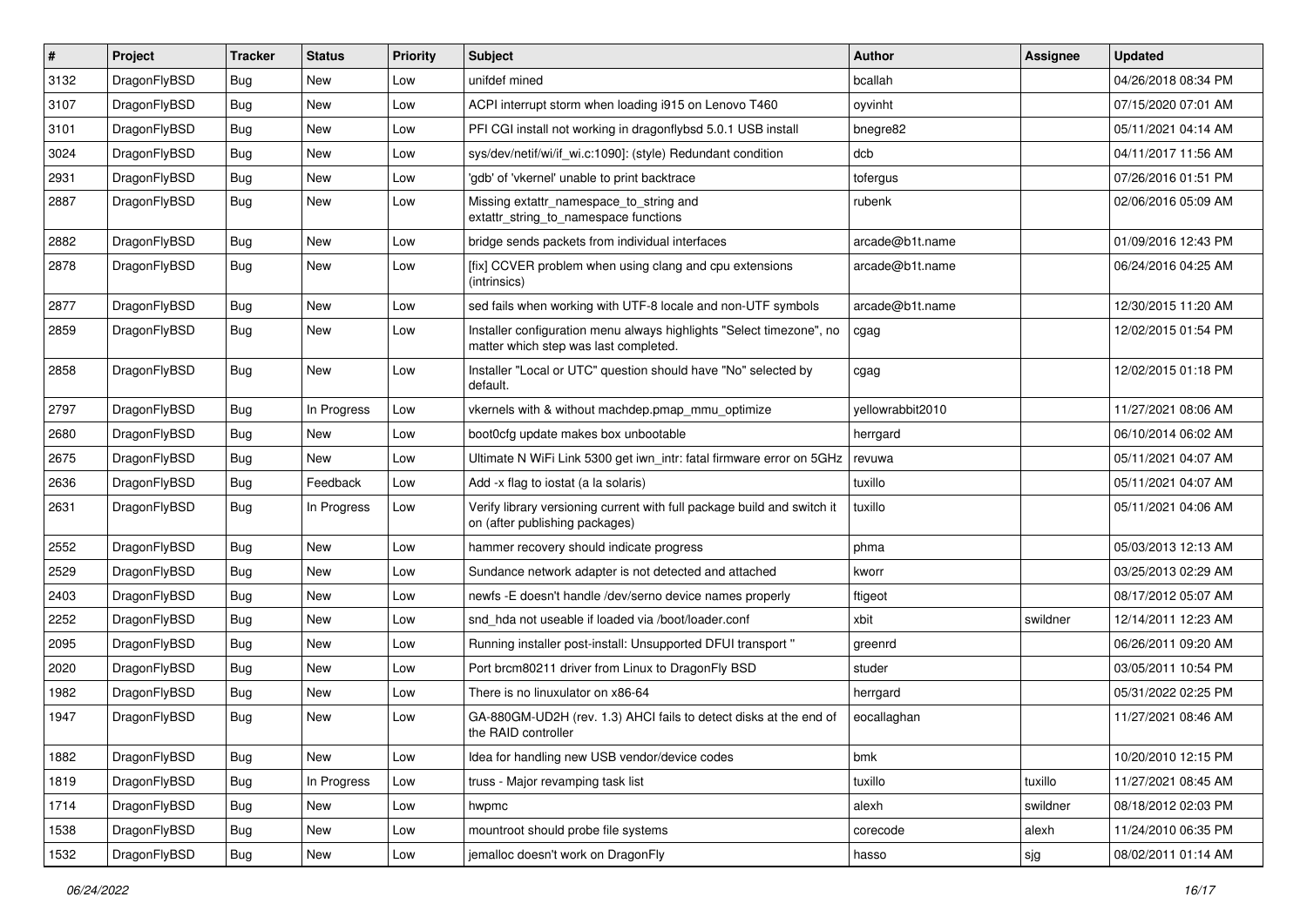| # | Project | Tracker | Status | Priority | Subject | Author | Assignee | Updated |
|---|---|---|---|---|---|---|---|---|
| 3132 | DragonFlyBSD | Bug | New | Low | unifdef mined | bcallah | | 04/26/2018 08:34 PM |
| 3107 | DragonFlyBSD | Bug | New | Low | ACPI interrupt storm when loading i915 on Lenovo T460 | oyvinht | | 07/15/2020 07:01 AM |
| 3101 | DragonFlyBSD | Bug | New | Low | PFI CGI install not working in dragonflybsd 5.0.1 USB install | bnegre82 | | 05/11/2021 04:14 AM |
| 3024 | DragonFlyBSD | Bug | New | Low | sys/dev/netif/wi/if_wi.c:1090]: (style) Redundant condition | dcb | | 04/11/2017 11:56 AM |
| 2931 | DragonFlyBSD | Bug | New | Low | 'gdb' of 'vkernel' unable to print backtrace | tofergus | | 07/26/2016 01:51 PM |
| 2887 | DragonFlyBSD | Bug | New | Low | Missing extattr_namespace_to_string and extattr_string_to_namespace functions | rubenk | | 02/06/2016 05:09 AM |
| 2882 | DragonFlyBSD | Bug | New | Low | bridge sends packets from individual interfaces | arcade@b1t.name | | 01/09/2016 12:43 PM |
| 2878 | DragonFlyBSD | Bug | New | Low | [fix] CCVER problem when using clang and cpu extensions (intrinsics) | arcade@b1t.name | | 06/24/2016 04:25 AM |
| 2877 | DragonFlyBSD | Bug | New | Low | sed fails when working with UTF-8 locale and non-UTF symbols | arcade@b1t.name | | 12/30/2015 11:20 AM |
| 2859 | DragonFlyBSD | Bug | New | Low | Installer configuration menu always highlights "Select timezone", no matter which step was last completed. | cgag | | 12/02/2015 01:54 PM |
| 2858 | DragonFlyBSD | Bug | New | Low | Installer "Local or UTC" question should have "No" selected by default. | cgag | | 12/02/2015 01:18 PM |
| 2797 | DragonFlyBSD | Bug | In Progress | Low | vkernels with & without machdep.pmap_mmu_optimize | yellowrabbit2010 | | 11/27/2021 08:06 AM |
| 2680 | DragonFlyBSD | Bug | New | Low | boot0cfg update makes box unbootable | herrgard | | 06/10/2014 06:02 AM |
| 2675 | DragonFlyBSD | Bug | New | Low | Ultimate N WiFi Link 5300 get iwn_intr: fatal firmware error on 5GHz | revuwa | | 05/11/2021 04:07 AM |
| 2636 | DragonFlyBSD | Bug | Feedback | Low | Add -x flag to iostat (a la solaris) | tuxillo | | 05/11/2021 04:07 AM |
| 2631 | DragonFlyBSD | Bug | In Progress | Low | Verify library versioning current with full package build and switch it on (after publishing packages) | tuxillo | | 05/11/2021 04:06 AM |
| 2552 | DragonFlyBSD | Bug | New | Low | hammer recovery should indicate progress | phma | | 05/03/2013 12:13 AM |
| 2529 | DragonFlyBSD | Bug | New | Low | Sundance network adapter is not detected and attached | kworr | | 03/25/2013 02:29 AM |
| 2403 | DragonFlyBSD | Bug | New | Low | newfs -E doesn't handle /dev/serno device names properly | ftigeot | | 08/17/2012 05:07 AM |
| 2252 | DragonFlyBSD | Bug | New | Low | snd_hda not useable if loaded via /boot/loader.conf | xbit | swildner | 12/14/2011 12:23 AM |
| 2095 | DragonFlyBSD | Bug | New | Low | Running installer post-install: Unsupported DFUI transport " | greenrd | | 06/26/2011 09:20 AM |
| 2020 | DragonFlyBSD | Bug | New | Low | Port brcm80211 driver from Linux to DragonFly BSD | studer | | 03/05/2011 10:54 PM |
| 1982 | DragonFlyBSD | Bug | New | Low | There is no linuxulator on x86-64 | herrgard | | 05/31/2022 02:25 PM |
| 1947 | DragonFlyBSD | Bug | New | Low | GA-880GM-UD2H (rev. 1.3) AHCI fails to detect disks at the end of the RAID controller | eocallaghan | | 11/27/2021 08:46 AM |
| 1882 | DragonFlyBSD | Bug | New | Low | Idea for handling new USB vendor/device codes | bmk | | 10/20/2010 12:15 PM |
| 1819 | DragonFlyBSD | Bug | In Progress | Low | truss - Major revamping task list | tuxillo | tuxillo | 11/27/2021 08:45 AM |
| 1714 | DragonFlyBSD | Bug | New | Low | hwpmc | alexh | swildner | 08/18/2012 02:03 PM |
| 1538 | DragonFlyBSD | Bug | New | Low | mountroot should probe file systems | corecode | alexh | 11/24/2010 06:35 PM |
| 1532 | DragonFlyBSD | Bug | New | Low | jemalloc doesn't work on DragonFly | hasso | sjg | 08/02/2011 01:14 AM |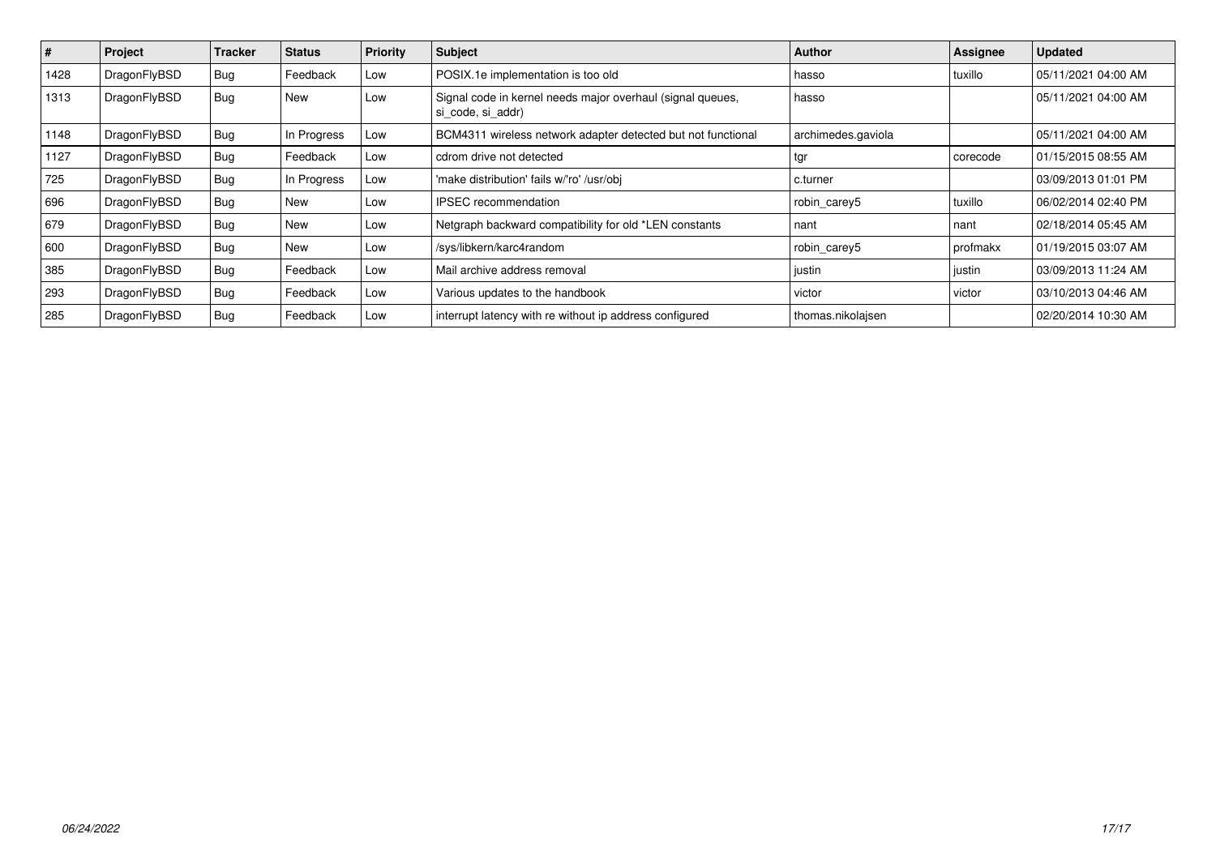| # | Project | Tracker | Status | Priority | Subject | Author | Assignee | Updated |
| --- | --- | --- | --- | --- | --- | --- | --- | --- |
| 1428 | DragonFlyBSD | Bug | Feedback | Low | POSIX.1e implementation is too old | hasso | tuxillo | 05/11/2021 04:00 AM |
| 1313 | DragonFlyBSD | Bug | New | Low | Signal code in kernel needs major overhaul (signal queues, si_code, si_addr) | hasso | | 05/11/2021 04:00 AM |
| 1148 | DragonFlyBSD | Bug | In Progress | Low | BCM4311 wireless network adapter detected but not functional | archimedes.gaviola | | 05/11/2021 04:00 AM |
| 1127 | DragonFlyBSD | Bug | Feedback | Low | cdrom drive not detected | tgr | corecode | 01/15/2015 08:55 AM |
| 725 | DragonFlyBSD | Bug | In Progress | Low | 'make distribution' fails w/'ro' /usr/obj | c.turner | | 03/09/2013 01:01 PM |
| 696 | DragonFlyBSD | Bug | New | Low | IPSEC recommendation | robin_carey5 | tuxillo | 06/02/2014 02:40 PM |
| 679 | DragonFlyBSD | Bug | New | Low | Netgraph backward compatibility for old *LEN constants | nant | nant | 02/18/2014 05:45 AM |
| 600 | DragonFlyBSD | Bug | New | Low | /sys/libkern/karc4random | robin_carey5 | profmakx | 01/19/2015 03:07 AM |
| 385 | DragonFlyBSD | Bug | Feedback | Low | Mail archive address removal | justin | justin | 03/09/2013 11:24 AM |
| 293 | DragonFlyBSD | Bug | Feedback | Low | Various updates to the handbook | victor | victor | 03/10/2013 04:46 AM |
| 285 | DragonFlyBSD | Bug | Feedback | Low | interrupt latency with re without ip address configured | thomas.nikolajsen | | 02/20/2014 10:30 AM |